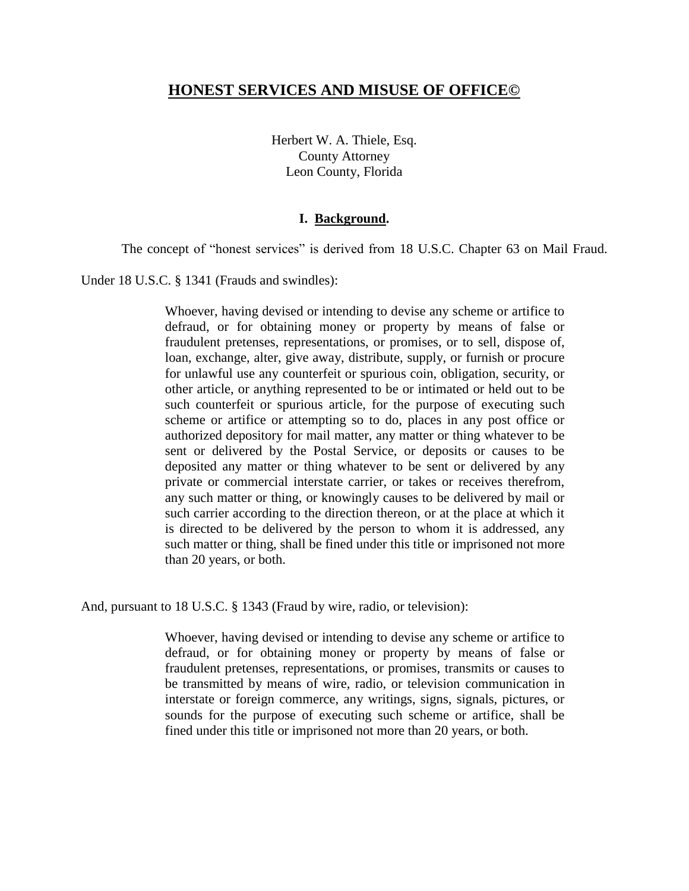# HONEST SERVICES AND MISUSE OF OFFICE©

Herbert W. A. Thiele, Esq.
County Attorney
Leon County, Florida

## I. Background.

The concept of "honest services" is derived from 18 U.S.C. Chapter 63 on Mail Fraud.

Under 18 U.S.C. § 1341 (Frauds and swindles):

> Whoever, having devised or intending to devise any scheme or artifice to defraud, or for obtaining money or property by means of false or fraudulent pretenses, representations, or promises, or to sell, dispose of, loan, exchange, alter, give away, distribute, supply, or furnish or procure for unlawful use any counterfeit or spurious coin, obligation, security, or other article, or anything represented to be or intimated or held out to be such counterfeit or spurious article, for the purpose of executing such scheme or artifice or attempting so to do, places in any post office or authorized depository for mail matter, any matter or thing whatever to be sent or delivered by the Postal Service, or deposits or causes to be deposited any matter or thing whatever to be sent or delivered by any private or commercial interstate carrier, or takes or receives therefrom, any such matter or thing, or knowingly causes to be delivered by mail or such carrier according to the direction thereon, or at the place at which it is directed to be delivered by the person to whom it is addressed, any such matter or thing, shall be fined under this title or imprisoned not more than 20 years, or both.

And, pursuant to 18 U.S.C. § 1343 (Fraud by wire, radio, or television):

> Whoever, having devised or intending to devise any scheme or artifice to defraud, or for obtaining money or property by means of false or fraudulent pretenses, representations, or promises, transmits or causes to be transmitted by means of wire, radio, or television communication in interstate or foreign commerce, any writings, signs, signals, pictures, or sounds for the purpose of executing such scheme or artifice, shall be fined under this title or imprisoned not more than 20 years, or both.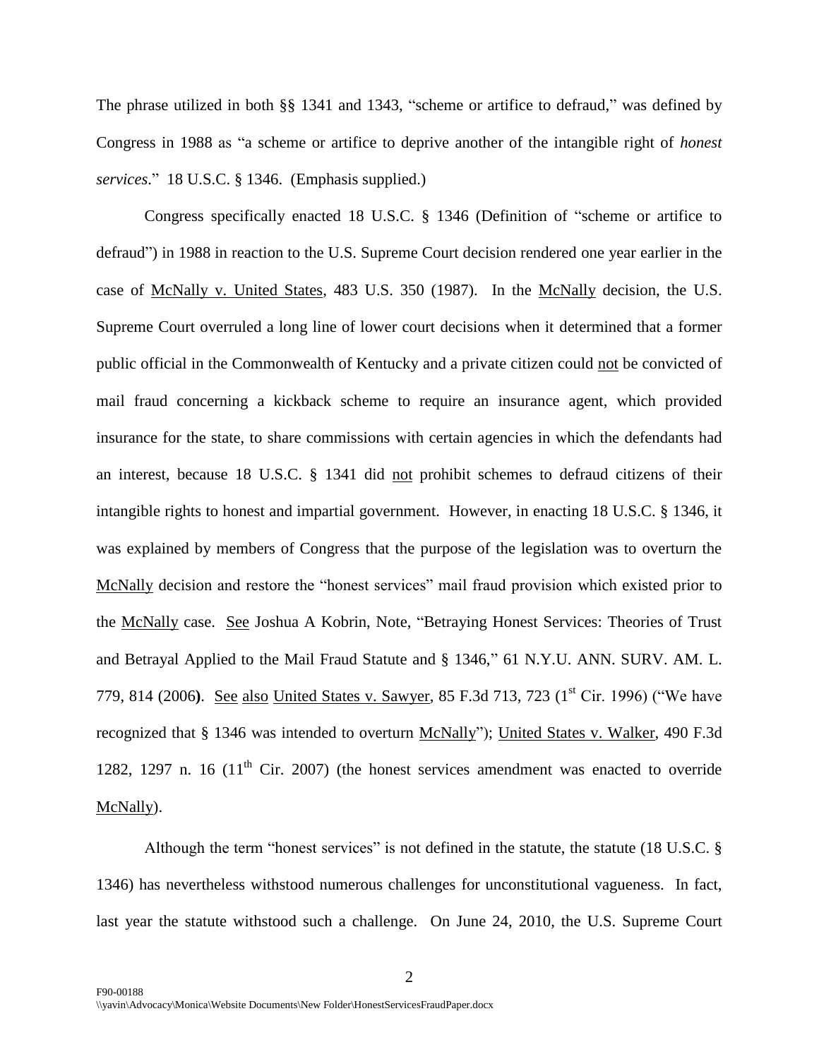The phrase utilized in both §§ 1341 and 1343, "scheme or artifice to defraud," was defined by Congress in 1988 as "a scheme or artifice to deprive another of the intangible right of *honest services*." 18 U.S.C. § 1346. (Emphasis supplied.)

Congress specifically enacted 18 U.S.C. § 1346 (Definition of "scheme or artifice to defraud") in 1988 in reaction to the U.S. Supreme Court decision rendered one year earlier in the case of McNally v. United States, 483 U.S. 350 (1987). In the McNally decision, the U.S. Supreme Court overruled a long line of lower court decisions when it determined that a former public official in the Commonwealth of Kentucky and a private citizen could not be convicted of mail fraud concerning a kickback scheme to require an insurance agent, which provided insurance for the state, to share commissions with certain agencies in which the defendants had an interest, because 18 U.S.C. § 1341 did not prohibit schemes to defraud citizens of their intangible rights to honest and impartial government. However, in enacting 18 U.S.C. § 1346, it was explained by members of Congress that the purpose of the legislation was to overturn the McNally decision and restore the "honest services" mail fraud provision which existed prior to the McNally case. See Joshua A Kobrin, Note, "Betraying Honest Services: Theories of Trust and Betrayal Applied to the Mail Fraud Statute and § 1346," 61 N.Y.U. ANN. SURV. AM. L. 779, 814 (2006**)**. See also United States v. Sawyer, 85 F.3d 713, 723 (1st Cir. 1996) ("We have recognized that § 1346 was intended to overturn McNally"); United States v. Walker, 490 F.3d 1282, 1297 n. 16 (11th Cir. 2007) (the honest services amendment was enacted to override McNally).

Although the term "honest services" is not defined in the statute, the statute (18 U.S.C. § 1346) has nevertheless withstood numerous challenges for unconstitutional vagueness. In fact, last year the statute withstood such a challenge. On June 24, 2010, the U.S. Supreme Court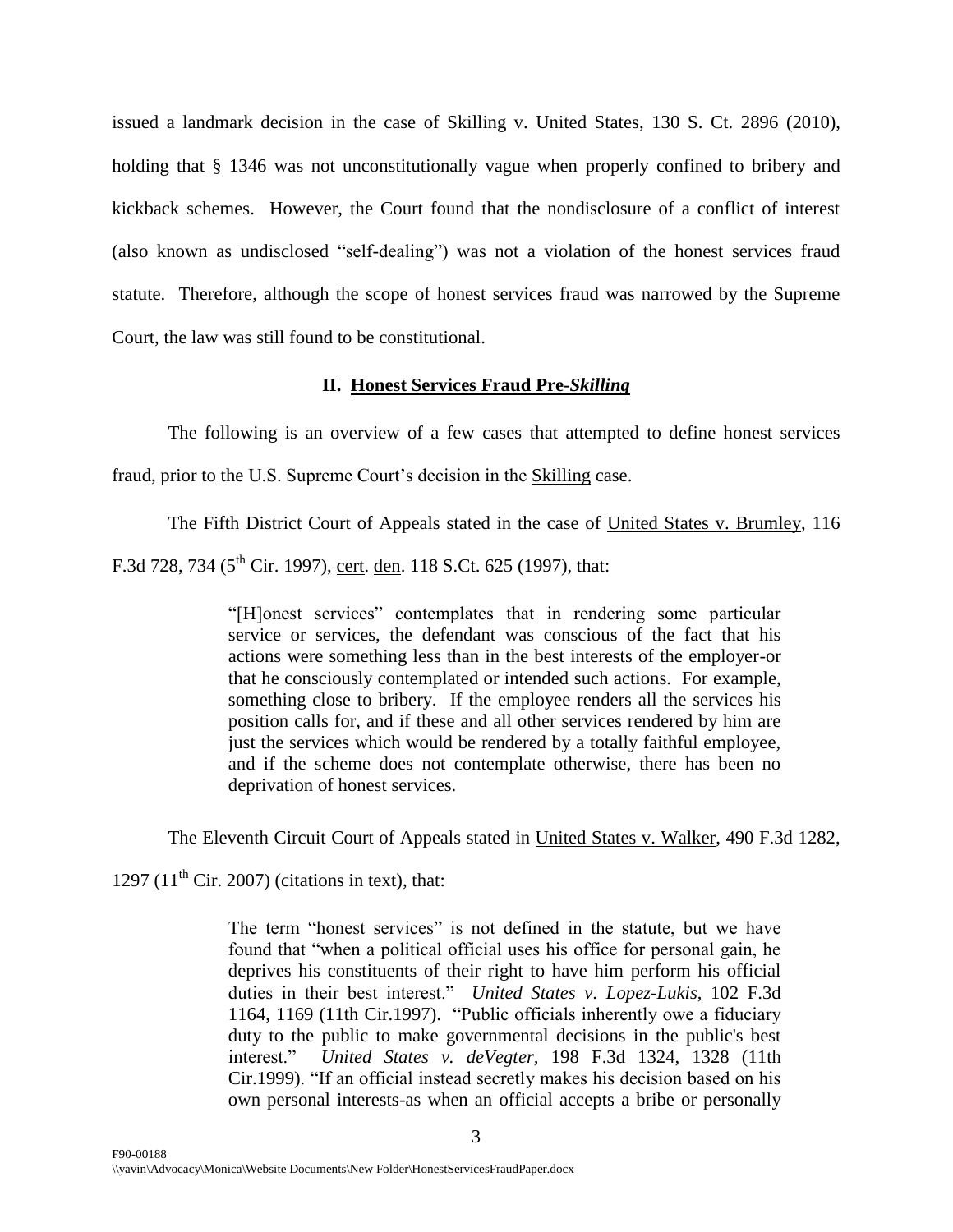issued a landmark decision in the case of Skilling v. United States, 130 S. Ct. 2896 (2010), holding that § 1346 was not unconstitutionally vague when properly confined to bribery and kickback schemes. However, the Court found that the nondisclosure of a conflict of interest (also known as undisclosed "self-dealing") was not a violation of the honest services fraud statute. Therefore, although the scope of honest services fraud was narrowed by the Supreme Court, the law was still found to be constitutional.

## II. Honest Services Fraud Pre-*Skilling*

The following is an overview of a few cases that attempted to define honest services fraud, prior to the U.S. Supreme Court's decision in the Skilling case.

The Fifth District Court of Appeals stated in the case of United States v. Brumley, 116 F.3d 728, 734 (5th Cir. 1997), cert. den. 118 S.Ct. 625 (1997), that:

> "[H]onest services" contemplates that in rendering some particular service or services, the defendant was conscious of the fact that his actions were something less than in the best interests of the employer-or that he consciously contemplated or intended such actions. For example, something close to bribery. If the employee renders all the services his position calls for, and if these and all other services rendered by him are just the services which would be rendered by a totally faithful employee, and if the scheme does not contemplate otherwise, there has been no deprivation of honest services.

The Eleventh Circuit Court of Appeals stated in United States v. Walker, 490 F.3d 1282, 1297 (11th Cir. 2007) (citations in text), that:

> The term "honest services" is not defined in the statute, but we have found that "when a political official uses his office for personal gain, he deprives his constituents of their right to have him perform his official duties in their best interest." *United States v. Lopez-Lukis*, 102 F.3d 1164, 1169 (11th Cir.1997). "Public officials inherently owe a fiduciary duty to the public to make governmental decisions in the public's best interest." *United States v. deVegter*, 198 F.3d 1324, 1328 (11th Cir.1999). "If an official instead secretly makes his decision based on his own personal interests-as when an official accepts a bribe or personally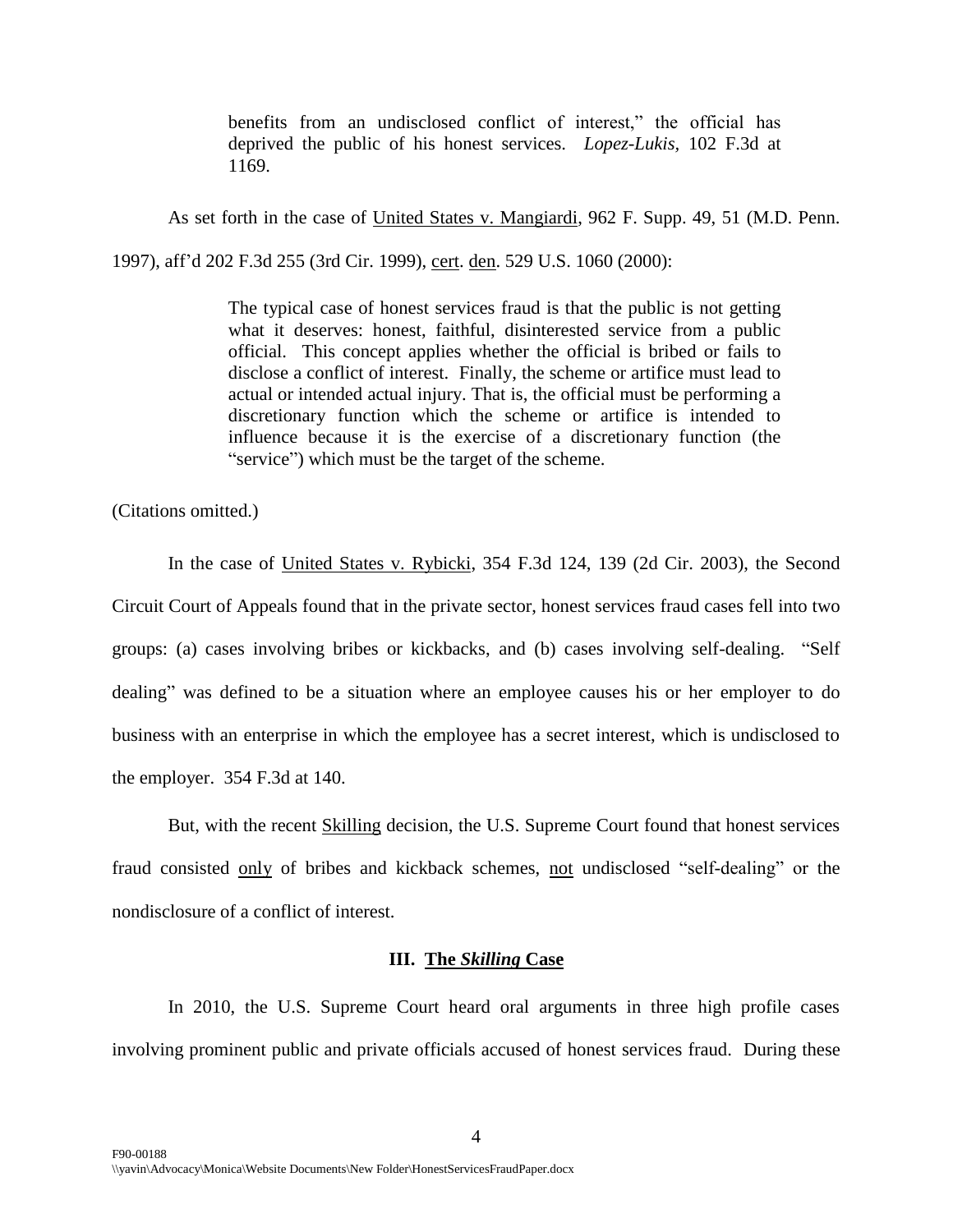> benefits from an undisclosed conflict of interest," the official has deprived the public of his honest services. *Lopez-Lukis*, 102 F.3d at 1169.

As set forth in the case of United States v. Mangiardi, 962 F. Supp. 49, 51 (M.D. Penn. 1997), aff'd 202 F.3d 255 (3rd Cir. 1999), cert. den. 529 U.S. 1060 (2000):

> The typical case of honest services fraud is that the public is not getting what it deserves: honest, faithful, disinterested service from a public official. This concept applies whether the official is bribed or fails to disclose a conflict of interest. Finally, the scheme or artifice must lead to actual or intended actual injury. That is, the official must be performing a discretionary function which the scheme or artifice is intended to influence because it is the exercise of a discretionary function (the "service") which must be the target of the scheme.

(Citations omitted.)

In the case of United States v. Rybicki, 354 F.3d 124, 139 (2d Cir. 2003), the Second Circuit Court of Appeals found that in the private sector, honest services fraud cases fell into two groups: (a) cases involving bribes or kickbacks, and (b) cases involving self-dealing. "Self dealing" was defined to be a situation where an employee causes his or her employer to do business with an enterprise in which the employee has a secret interest, which is undisclosed to the employer. 354 F.3d at 140.

But, with the recent Skilling decision, the U.S. Supreme Court found that honest services fraud consisted only of bribes and kickback schemes, not undisclosed "self-dealing" or the nondisclosure of a conflict of interest.

## III. The *Skilling* Case

In 2010, the U.S. Supreme Court heard oral arguments in three high profile cases involving prominent public and private officials accused of honest services fraud. During these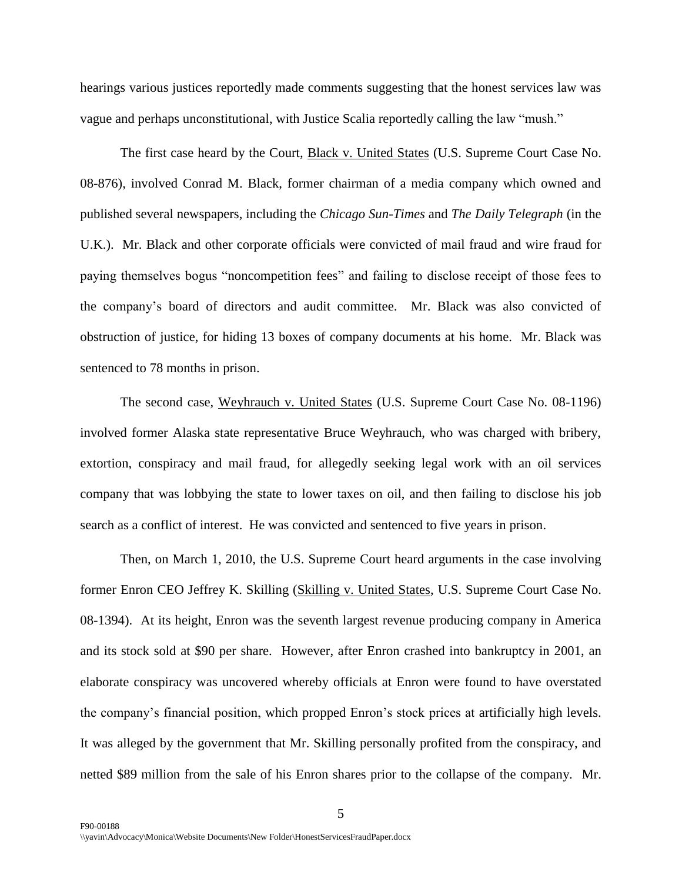hearings various justices reportedly made comments suggesting that the honest services law was vague and perhaps unconstitutional, with Justice Scalia reportedly calling the law "mush."

The first case heard by the Court, Black v. United States (U.S. Supreme Court Case No. 08-876), involved Conrad M. Black, former chairman of a media company which owned and published several newspapers, including the *Chicago Sun-Times* and *The Daily Telegraph* (in the U.K.). Mr. Black and other corporate officials were convicted of mail fraud and wire fraud for paying themselves bogus "noncompetition fees" and failing to disclose receipt of those fees to the company's board of directors and audit committee. Mr. Black was also convicted of obstruction of justice, for hiding 13 boxes of company documents at his home. Mr. Black was sentenced to 78 months in prison.

The second case, Weyhrauch v. United States (U.S. Supreme Court Case No. 08-1196) involved former Alaska state representative Bruce Weyhrauch, who was charged with bribery, extortion, conspiracy and mail fraud, for allegedly seeking legal work with an oil services company that was lobbying the state to lower taxes on oil, and then failing to disclose his job search as a conflict of interest. He was convicted and sentenced to five years in prison.

Then, on March 1, 2010, the U.S. Supreme Court heard arguments in the case involving former Enron CEO Jeffrey K. Skilling (Skilling v. United States, U.S. Supreme Court Case No. 08-1394). At its height, Enron was the seventh largest revenue producing company in America and its stock sold at $90 per share. However, after Enron crashed into bankruptcy in 2001, an elaborate conspiracy was uncovered whereby officials at Enron were found to have overstated the company's financial position, which propped Enron's stock prices at artificially high levels. It was alleged by the government that Mr. Skilling personally profited from the conspiracy, and netted $89 million from the sale of his Enron shares prior to the collapse of the company. Mr.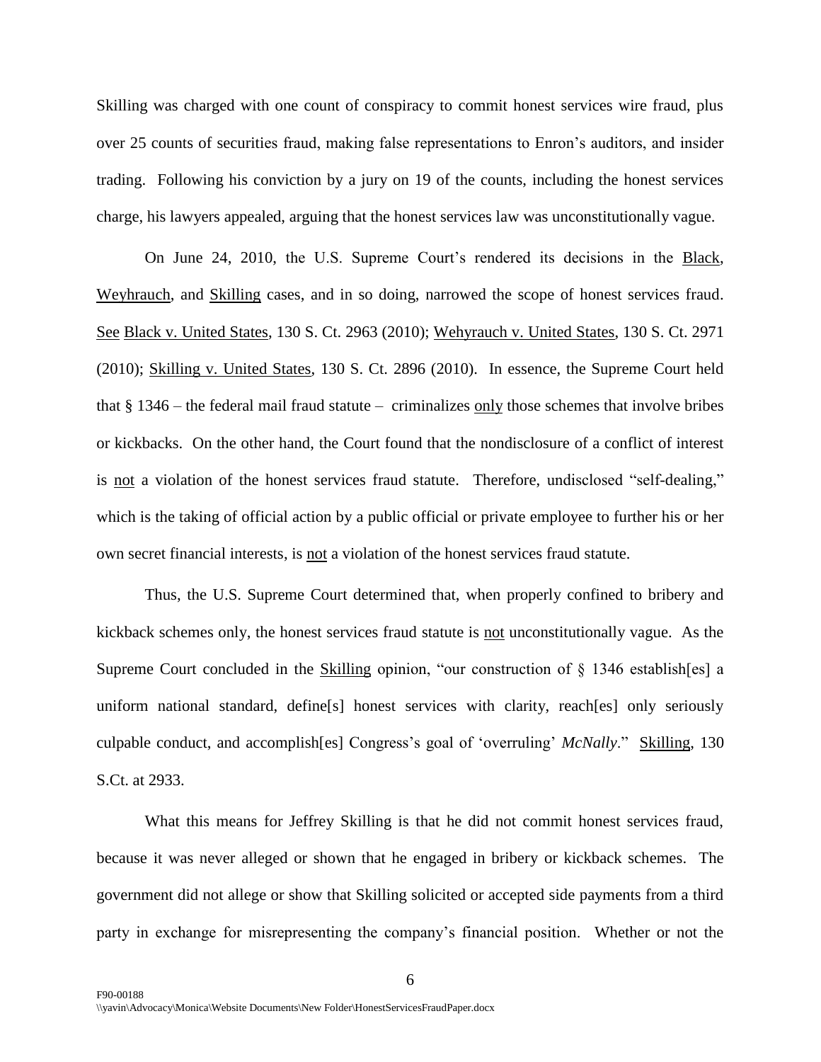Skilling was charged with one count of conspiracy to commit honest services wire fraud, plus over 25 counts of securities fraud, making false representations to Enron's auditors, and insider trading. Following his conviction by a jury on 19 of the counts, including the honest services charge, his lawyers appealed, arguing that the honest services law was unconstitutionally vague.

On June 24, 2010, the U.S. Supreme Court's rendered its decisions in the Black, Weyhrauch, and Skilling cases, and in so doing, narrowed the scope of honest services fraud. See Black v. United States, 130 S. Ct. 2963 (2010); Wehyrauch v. United States, 130 S. Ct. 2971 (2010); Skilling v. United States, 130 S. Ct. 2896 (2010). In essence, the Supreme Court held that § 1346 – the federal mail fraud statute – criminalizes only those schemes that involve bribes or kickbacks. On the other hand, the Court found that the nondisclosure of a conflict of interest is not a violation of the honest services fraud statute. Therefore, undisclosed "self-dealing," which is the taking of official action by a public official or private employee to further his or her own secret financial interests, is not a violation of the honest services fraud statute.

Thus, the U.S. Supreme Court determined that, when properly confined to bribery and kickback schemes only, the honest services fraud statute is not unconstitutionally vague. As the Supreme Court concluded in the Skilling opinion, "our construction of § 1346 establish[es] a uniform national standard, define[s] honest services with clarity, reach[es] only seriously culpable conduct, and accomplish[es] Congress's goal of 'overruling' *McNally*." Skilling, 130 S.Ct. at 2933.

What this means for Jeffrey Skilling is that he did not commit honest services fraud, because it was never alleged or shown that he engaged in bribery or kickback schemes. The government did not allege or show that Skilling solicited or accepted side payments from a third party in exchange for misrepresenting the company's financial position. Whether or not the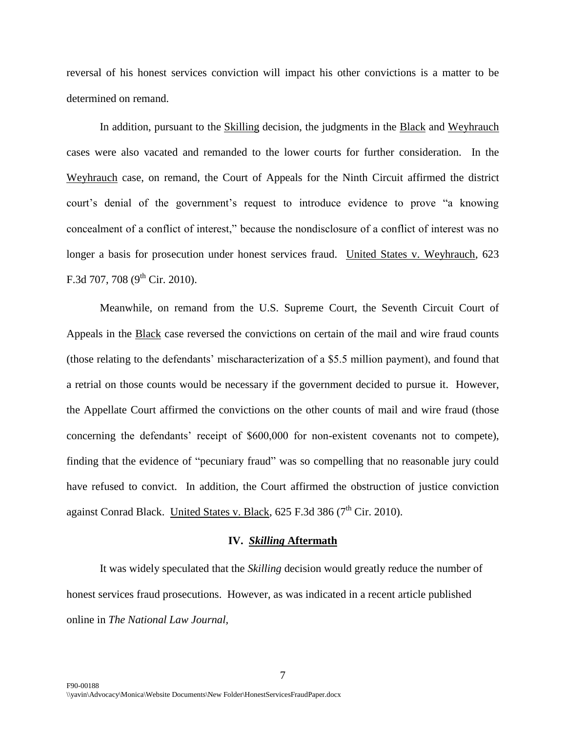reversal of his honest services conviction will impact his other convictions is a matter to be determined on remand.

In addition, pursuant to the Skilling decision, the judgments in the Black and Weyhrauch cases were also vacated and remanded to the lower courts for further consideration. In the Weyhrauch case, on remand, the Court of Appeals for the Ninth Circuit affirmed the district court's denial of the government's request to introduce evidence to prove "a knowing concealment of a conflict of interest," because the nondisclosure of a conflict of interest was no longer a basis for prosecution under honest services fraud. United States v. Weyhrauch, 623 F.3d 707, 708 (9th Cir. 2010).

Meanwhile, on remand from the U.S. Supreme Court, the Seventh Circuit Court of Appeals in the Black case reversed the convictions on certain of the mail and wire fraud counts (those relating to the defendants' mischaracterization of a $5.5 million payment), and found that a retrial on those counts would be necessary if the government decided to pursue it. However, the Appellate Court affirmed the convictions on the other counts of mail and wire fraud (those concerning the defendants' receipt of $600,000 for non-existent covenants not to compete), finding that the evidence of "pecuniary fraud" was so compelling that no reasonable jury could have refused to convict. In addition, the Court affirmed the obstruction of justice conviction against Conrad Black. United States v. Black, 625 F.3d 386 (7th Cir. 2010).

## IV. *Skilling* Aftermath

It was widely speculated that the *Skilling* decision would greatly reduce the number of honest services fraud prosecutions. However, as was indicated in a recent article published online in *The National Law Journal*,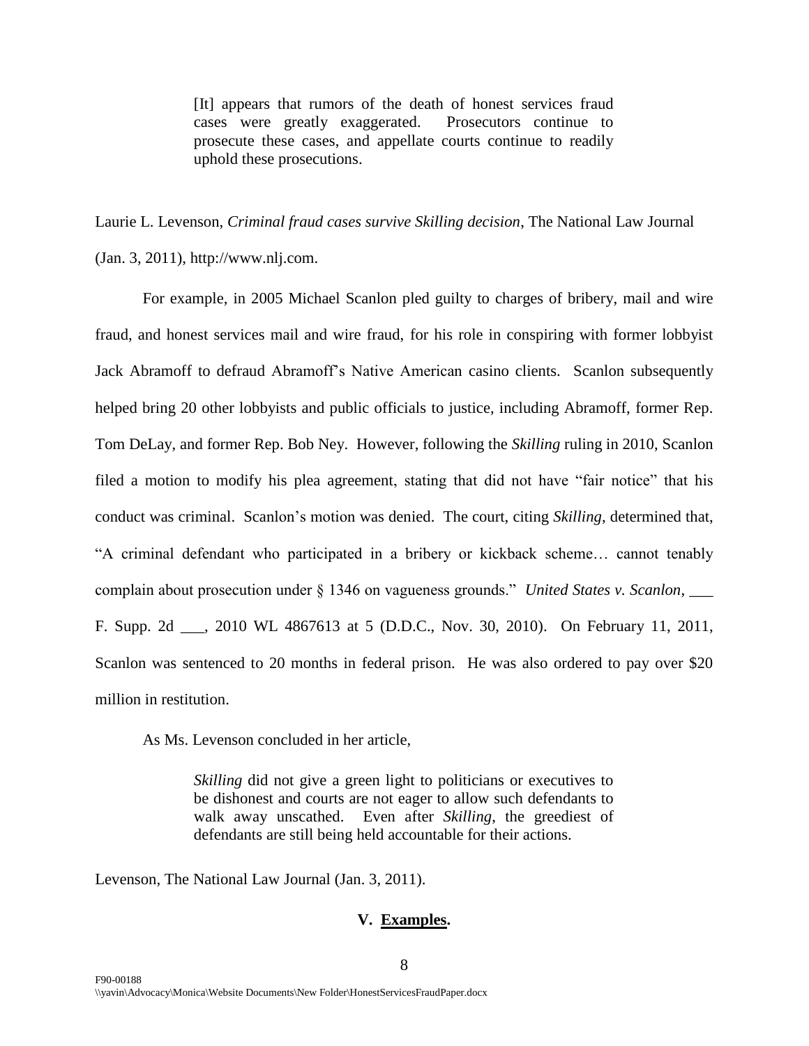> [It] appears that rumors of the death of honest services fraud cases were greatly exaggerated. Prosecutors continue to prosecute these cases, and appellate courts continue to readily uphold these prosecutions.

Laurie L. Levenson, *Criminal fraud cases survive Skilling decision*, The National Law Journal (Jan. 3, 2011), http://www.nlj.com.

For example, in 2005 Michael Scanlon pled guilty to charges of bribery, mail and wire fraud, and honest services mail and wire fraud, for his role in conspiring with former lobbyist Jack Abramoff to defraud Abramoff's Native American casino clients. Scanlon subsequently helped bring 20 other lobbyists and public officials to justice, including Abramoff, former Rep. Tom DeLay, and former Rep. Bob Ney. However, following the *Skilling* ruling in 2010, Scanlon filed a motion to modify his plea agreement, stating that did not have "fair notice" that his conduct was criminal. Scanlon's motion was denied. The court, citing *Skilling*, determined that, "A criminal defendant who participated in a bribery or kickback scheme… cannot tenably complain about prosecution under § 1346 on vagueness grounds." *United States v. Scanlon*, ___ F. Supp. 2d ___, 2010 WL 4867613 at 5 (D.D.C., Nov. 30, 2010). On February 11, 2011, Scanlon was sentenced to 20 months in federal prison. He was also ordered to pay over $20 million in restitution.

As Ms. Levenson concluded in her article,

> *Skilling* did not give a green light to politicians or executives to be dishonest and courts are not eager to allow such defendants to walk away unscathed. Even after *Skilling*, the greediest of defendants are still being held accountable for their actions.

Levenson, The National Law Journal (Jan. 3, 2011).

## V. Examples.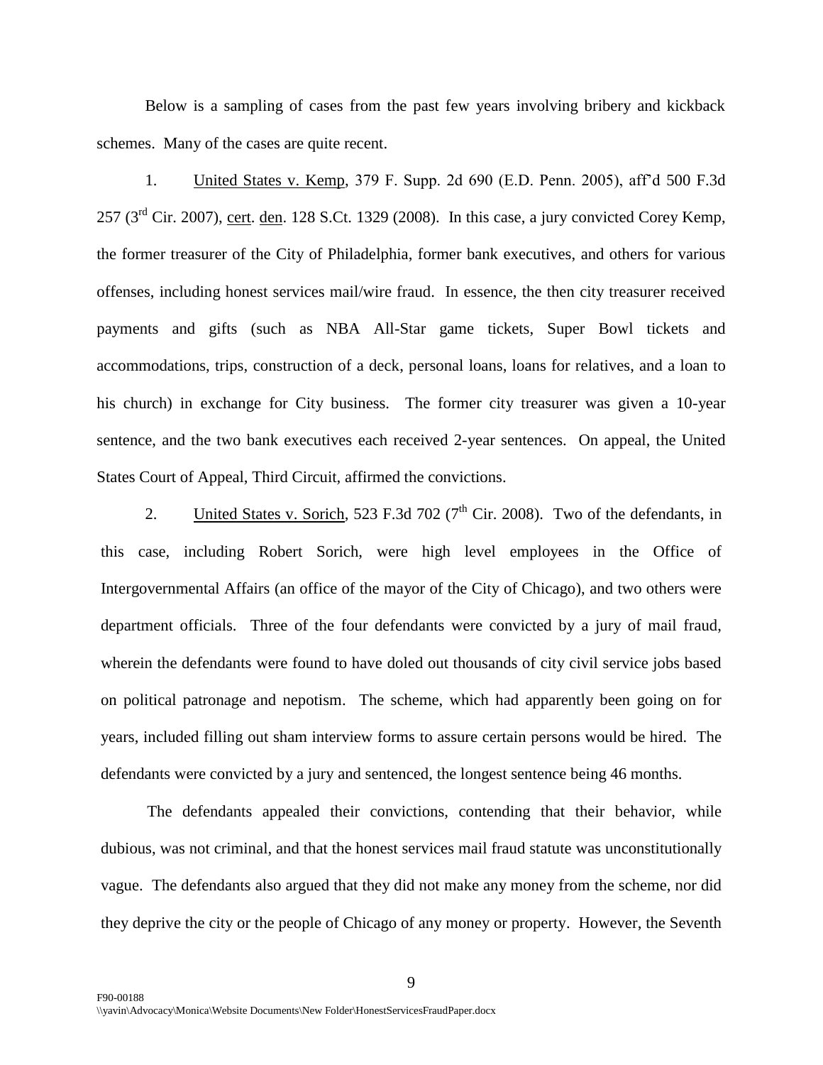Below is a sampling of cases from the past few years involving bribery and kickback schemes. Many of the cases are quite recent.

1. United States v. Kemp, 379 F. Supp. 2d 690 (E.D. Penn. 2005), aff'd 500 F.3d 257 (3rd Cir. 2007), cert. den. 128 S.Ct. 1329 (2008). In this case, a jury convicted Corey Kemp, the former treasurer of the City of Philadelphia, former bank executives, and others for various offenses, including honest services mail/wire fraud. In essence, the then city treasurer received payments and gifts (such as NBA All-Star game tickets, Super Bowl tickets and accommodations, trips, construction of a deck, personal loans, loans for relatives, and a loan to his church) in exchange for City business. The former city treasurer was given a 10-year sentence, and the two bank executives each received 2-year sentences. On appeal, the United States Court of Appeal, Third Circuit, affirmed the convictions.

2. United States v. Sorich, 523 F.3d 702 (7th Cir. 2008). Two of the defendants, in this case, including Robert Sorich, were high level employees in the Office of Intergovernmental Affairs (an office of the mayor of the City of Chicago), and two others were department officials. Three of the four defendants were convicted by a jury of mail fraud, wherein the defendants were found to have doled out thousands of city civil service jobs based on political patronage and nepotism. The scheme, which had apparently been going on for years, included filling out sham interview forms to assure certain persons would be hired. The defendants were convicted by a jury and sentenced, the longest sentence being 46 months.

The defendants appealed their convictions, contending that their behavior, while dubious, was not criminal, and that the honest services mail fraud statute was unconstitutionally vague. The defendants also argued that they did not make any money from the scheme, nor did they deprive the city or the people of Chicago of any money or property. However, the Seventh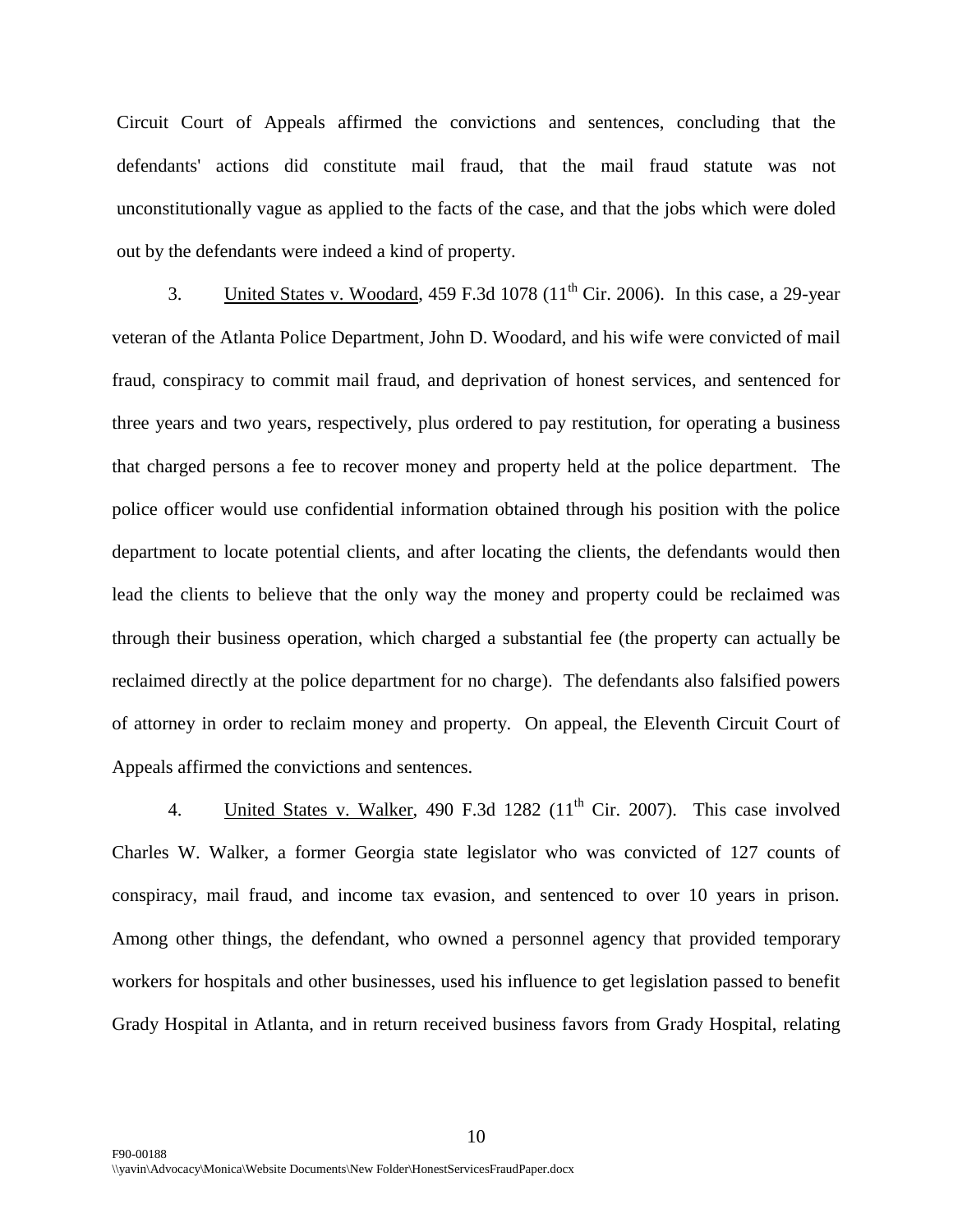Circuit Court of Appeals affirmed the convictions and sentences, concluding that the defendants' actions did constitute mail fraud, that the mail fraud statute was not unconstitutionally vague as applied to the facts of the case, and that the jobs which were doled out by the defendants were indeed a kind of property.

3. United States v. Woodard, 459 F.3d 1078 (11th Cir. 2006). In this case, a 29-year veteran of the Atlanta Police Department, John D. Woodard, and his wife were convicted of mail fraud, conspiracy to commit mail fraud, and deprivation of honest services, and sentenced for three years and two years, respectively, plus ordered to pay restitution, for operating a business that charged persons a fee to recover money and property held at the police department. The police officer would use confidential information obtained through his position with the police department to locate potential clients, and after locating the clients, the defendants would then lead the clients to believe that the only way the money and property could be reclaimed was through their business operation, which charged a substantial fee (the property can actually be reclaimed directly at the police department for no charge). The defendants also falsified powers of attorney in order to reclaim money and property. On appeal, the Eleventh Circuit Court of Appeals affirmed the convictions and sentences.

4. United States v. Walker, 490 F.3d 1282 (11th Cir. 2007). This case involved Charles W. Walker, a former Georgia state legislator who was convicted of 127 counts of conspiracy, mail fraud, and income tax evasion, and sentenced to over 10 years in prison. Among other things, the defendant, who owned a personnel agency that provided temporary workers for hospitals and other businesses, used his influence to get legislation passed to benefit Grady Hospital in Atlanta, and in return received business favors from Grady Hospital, relating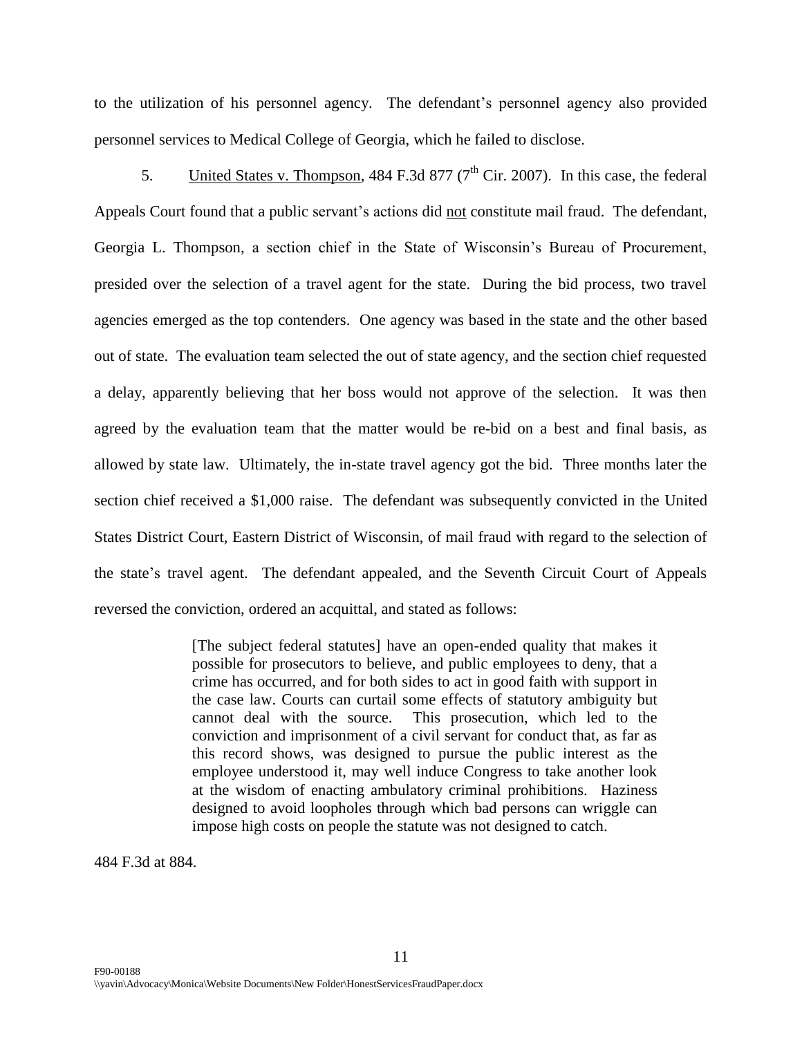to the utilization of his personnel agency. The defendant's personnel agency also provided personnel services to Medical College of Georgia, which he failed to disclose.

5. United States v. Thompson, 484 F.3d 877 (7th Cir. 2007). In this case, the federal Appeals Court found that a public servant's actions did not constitute mail fraud. The defendant, Georgia L. Thompson, a section chief in the State of Wisconsin's Bureau of Procurement, presided over the selection of a travel agent for the state. During the bid process, two travel agencies emerged as the top contenders. One agency was based in the state and the other based out of state. The evaluation team selected the out of state agency, and the section chief requested a delay, apparently believing that her boss would not approve of the selection. It was then agreed by the evaluation team that the matter would be re-bid on a best and final basis, as allowed by state law. Ultimately, the in-state travel agency got the bid. Three months later the section chief received a $1,000 raise. The defendant was subsequently convicted in the United States District Court, Eastern District of Wisconsin, of mail fraud with regard to the selection of the state's travel agent. The defendant appealed, and the Seventh Circuit Court of Appeals reversed the conviction, ordered an acquittal, and stated as follows:

> [The subject federal statutes] have an open-ended quality that makes it possible for prosecutors to believe, and public employees to deny, that a crime has occurred, and for both sides to act in good faith with support in the case law. Courts can curtail some effects of statutory ambiguity but cannot deal with the source. This prosecution, which led to the conviction and imprisonment of a civil servant for conduct that, as far as this record shows, was designed to pursue the public interest as the employee understood it, may well induce Congress to take another look at the wisdom of enacting ambulatory criminal prohibitions. Haziness designed to avoid loopholes through which bad persons can wriggle can impose high costs on people the statute was not designed to catch.

484 F.3d at 884.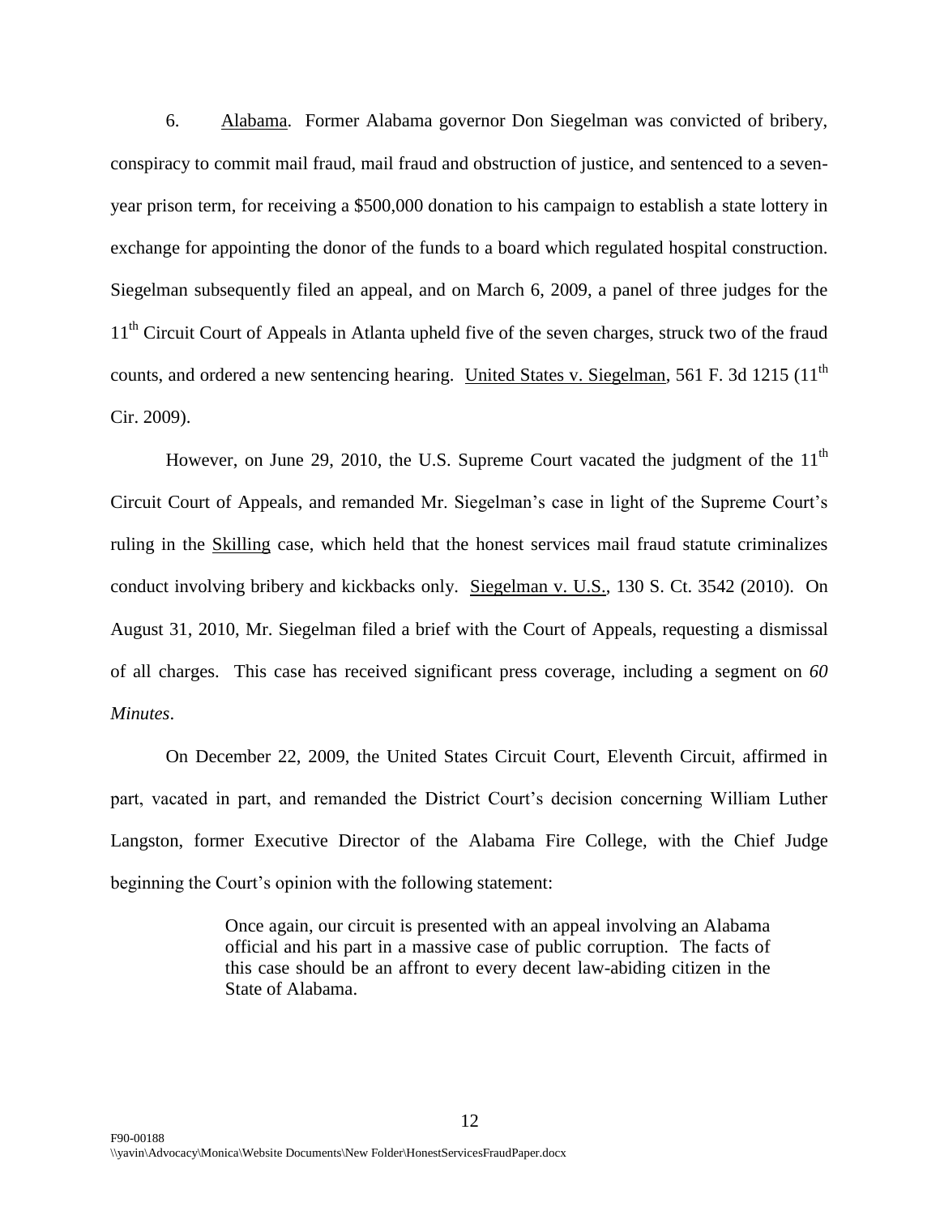6. Alabama. Former Alabama governor Don Siegelman was convicted of bribery, conspiracy to commit mail fraud, mail fraud and obstruction of justice, and sentenced to a seven-year prison term, for receiving a $500,000 donation to his campaign to establish a state lottery in exchange for appointing the donor of the funds to a board which regulated hospital construction. Siegelman subsequently filed an appeal, and on March 6, 2009, a panel of three judges for the 11th Circuit Court of Appeals in Atlanta upheld five of the seven charges, struck two of the fraud counts, and ordered a new sentencing hearing. United States v. Siegelman, 561 F. 3d 1215 (11th Cir. 2009).

However, on June 29, 2010, the U.S. Supreme Court vacated the judgment of the 11th Circuit Court of Appeals, and remanded Mr. Siegelman's case in light of the Supreme Court's ruling in the Skilling case, which held that the honest services mail fraud statute criminalizes conduct involving bribery and kickbacks only. Siegelman v. U.S., 130 S. Ct. 3542 (2010). On August 31, 2010, Mr. Siegelman filed a brief with the Court of Appeals, requesting a dismissal of all charges. This case has received significant press coverage, including a segment on *60 Minutes*.

On December 22, 2009, the United States Circuit Court, Eleventh Circuit, affirmed in part, vacated in part, and remanded the District Court's decision concerning William Luther Langston, former Executive Director of the Alabama Fire College, with the Chief Judge beginning the Court's opinion with the following statement:

> Once again, our circuit is presented with an appeal involving an Alabama official and his part in a massive case of public corruption. The facts of this case should be an affront to every decent law-abiding citizen in the State of Alabama.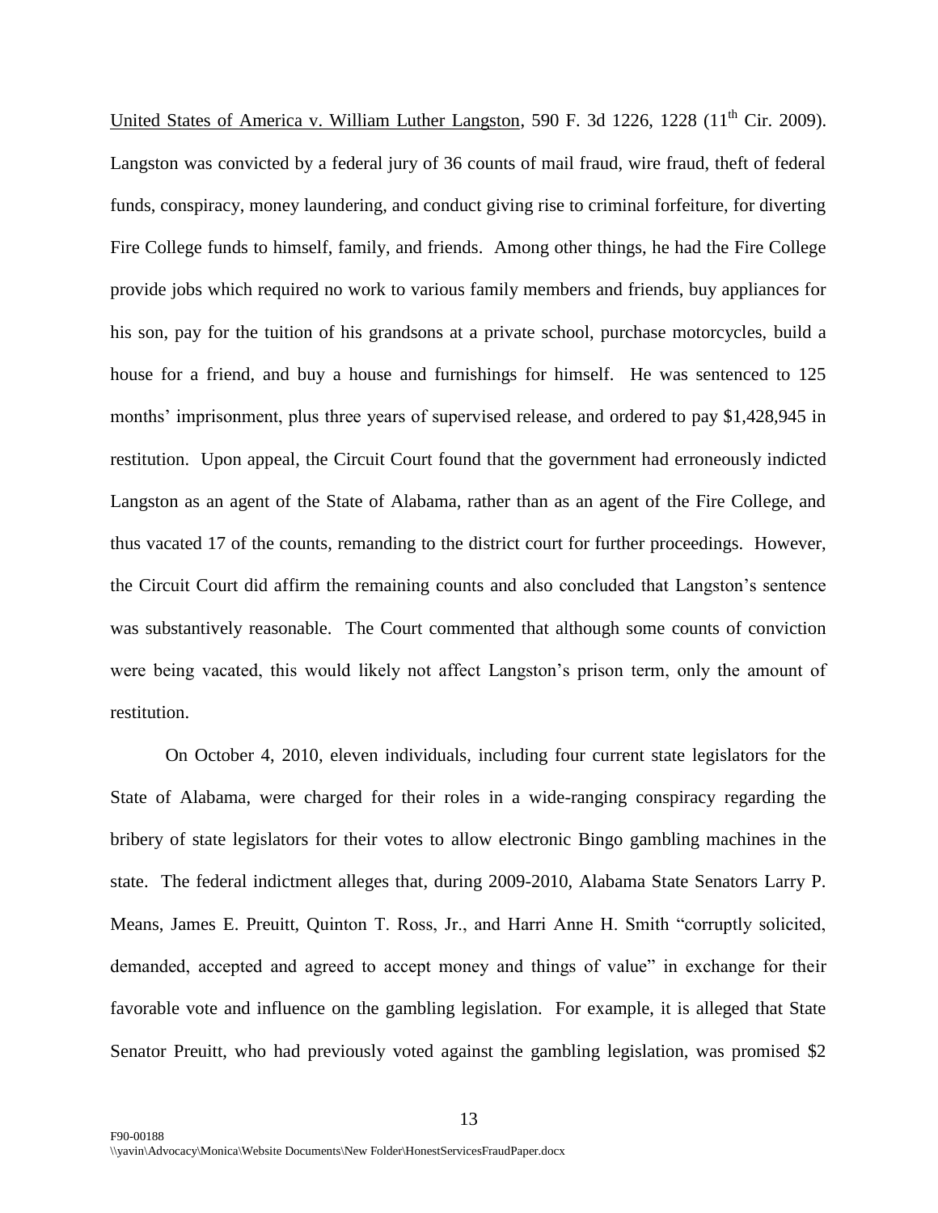United States of America v. William Luther Langston, 590 F. 3d 1226, 1228 (11th Cir. 2009). Langston was convicted by a federal jury of 36 counts of mail fraud, wire fraud, theft of federal funds, conspiracy, money laundering, and conduct giving rise to criminal forfeiture, for diverting Fire College funds to himself, family, and friends. Among other things, he had the Fire College provide jobs which required no work to various family members and friends, buy appliances for his son, pay for the tuition of his grandsons at a private school, purchase motorcycles, build a house for a friend, and buy a house and furnishings for himself. He was sentenced to 125 months' imprisonment, plus three years of supervised release, and ordered to pay $1,428,945 in restitution. Upon appeal, the Circuit Court found that the government had erroneously indicted Langston as an agent of the State of Alabama, rather than as an agent of the Fire College, and thus vacated 17 of the counts, remanding to the district court for further proceedings. However, the Circuit Court did affirm the remaining counts and also concluded that Langston's sentence was substantively reasonable. The Court commented that although some counts of conviction were being vacated, this would likely not affect Langston's prison term, only the amount of restitution.

On October 4, 2010, eleven individuals, including four current state legislators for the State of Alabama, were charged for their roles in a wide-ranging conspiracy regarding the bribery of state legislators for their votes to allow electronic Bingo gambling machines in the state. The federal indictment alleges that, during 2009-2010, Alabama State Senators Larry P. Means, James E. Preuitt, Quinton T. Ross, Jr., and Harri Anne H. Smith "corruptly solicited, demanded, accepted and agreed to accept money and things of value" in exchange for their favorable vote and influence on the gambling legislation. For example, it is alleged that State Senator Preuitt, who had previously voted against the gambling legislation, was promised $2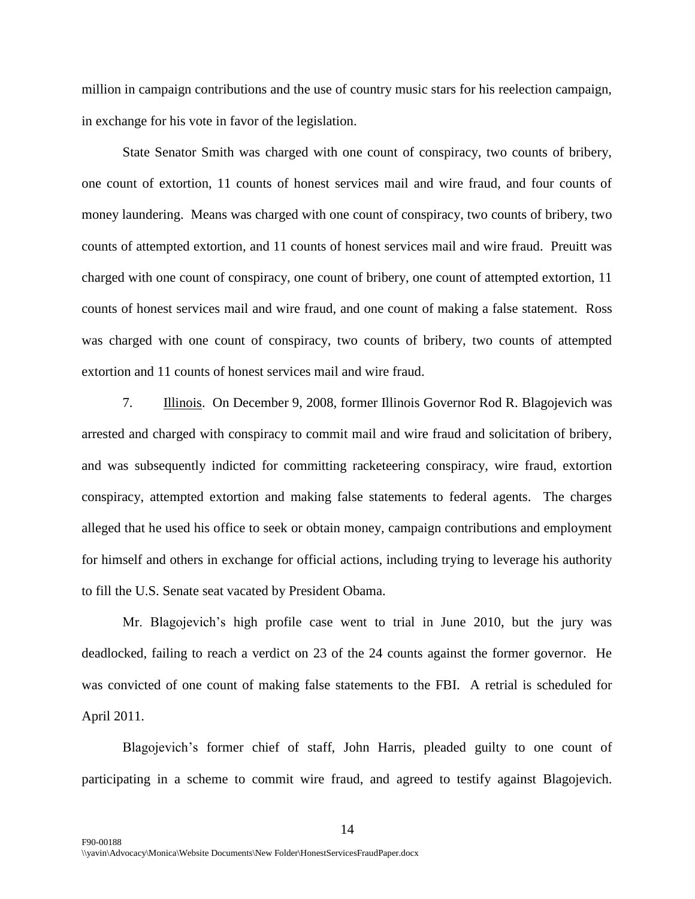million in campaign contributions and the use of country music stars for his reelection campaign, in exchange for his vote in favor of the legislation.

State Senator Smith was charged with one count of conspiracy, two counts of bribery, one count of extortion, 11 counts of honest services mail and wire fraud, and four counts of money laundering. Means was charged with one count of conspiracy, two counts of bribery, two counts of attempted extortion, and 11 counts of honest services mail and wire fraud. Preuitt was charged with one count of conspiracy, one count of bribery, one count of attempted extortion, 11 counts of honest services mail and wire fraud, and one count of making a false statement. Ross was charged with one count of conspiracy, two counts of bribery, two counts of attempted extortion and 11 counts of honest services mail and wire fraud.

7. Illinois. On December 9, 2008, former Illinois Governor Rod R. Blagojevich was arrested and charged with conspiracy to commit mail and wire fraud and solicitation of bribery, and was subsequently indicted for committing racketeering conspiracy, wire fraud, extortion conspiracy, attempted extortion and making false statements to federal agents. The charges alleged that he used his office to seek or obtain money, campaign contributions and employment for himself and others in exchange for official actions, including trying to leverage his authority to fill the U.S. Senate seat vacated by President Obama.

Mr. Blagojevich's high profile case went to trial in June 2010, but the jury was deadlocked, failing to reach a verdict on 23 of the 24 counts against the former governor. He was convicted of one count of making false statements to the FBI. A retrial is scheduled for April 2011.

Blagojevich's former chief of staff, John Harris, pleaded guilty to one count of participating in a scheme to commit wire fraud, and agreed to testify against Blagojevich.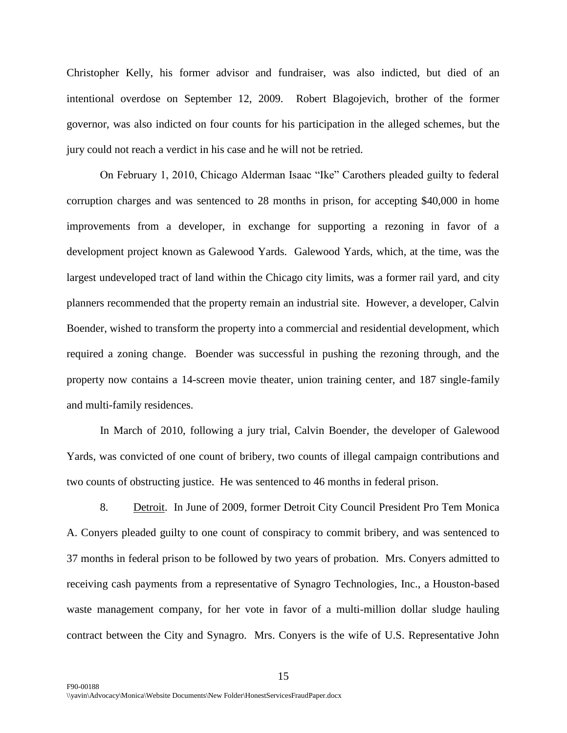Christopher Kelly, his former advisor and fundraiser, was also indicted, but died of an intentional overdose on September 12, 2009. Robert Blagojevich, brother of the former governor, was also indicted on four counts for his participation in the alleged schemes, but the jury could not reach a verdict in his case and he will not be retried.

On February 1, 2010, Chicago Alderman Isaac "Ike" Carothers pleaded guilty to federal corruption charges and was sentenced to 28 months in prison, for accepting $40,000 in home improvements from a developer, in exchange for supporting a rezoning in favor of a development project known as Galewood Yards. Galewood Yards, which, at the time, was the largest undeveloped tract of land within the Chicago city limits, was a former rail yard, and city planners recommended that the property remain an industrial site. However, a developer, Calvin Boender, wished to transform the property into a commercial and residential development, which required a zoning change. Boender was successful in pushing the rezoning through, and the property now contains a 14-screen movie theater, union training center, and 187 single-family and multi-family residences.

In March of 2010, following a jury trial, Calvin Boender, the developer of Galewood Yards, was convicted of one count of bribery, two counts of illegal campaign contributions and two counts of obstructing justice. He was sentenced to 46 months in federal prison.

8. Detroit. In June of 2009, former Detroit City Council President Pro Tem Monica A. Conyers pleaded guilty to one count of conspiracy to commit bribery, and was sentenced to 37 months in federal prison to be followed by two years of probation. Mrs. Conyers admitted to receiving cash payments from a representative of Synagro Technologies, Inc., a Houston-based waste management company, for her vote in favor of a multi-million dollar sludge hauling contract between the City and Synagro. Mrs. Conyers is the wife of U.S. Representative John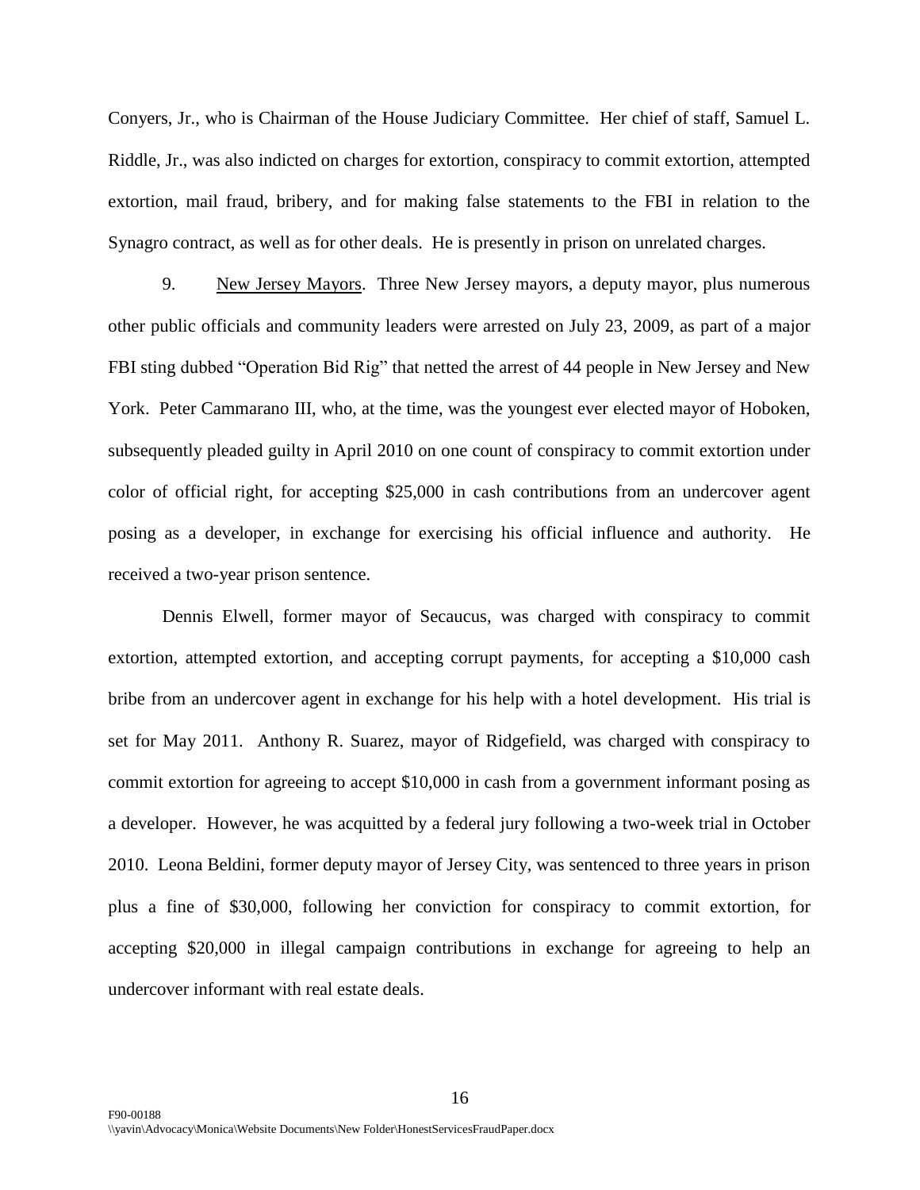Conyers, Jr., who is Chairman of the House Judiciary Committee. Her chief of staff, Samuel L. Riddle, Jr., was also indicted on charges for extortion, conspiracy to commit extortion, attempted extortion, mail fraud, bribery, and for making false statements to the FBI in relation to the Synagro contract, as well as for other deals. He is presently in prison on unrelated charges.

9. New Jersey Mayors. Three New Jersey mayors, a deputy mayor, plus numerous other public officials and community leaders were arrested on July 23, 2009, as part of a major FBI sting dubbed "Operation Bid Rig" that netted the arrest of 44 people in New Jersey and New York. Peter Cammarano III, who, at the time, was the youngest ever elected mayor of Hoboken, subsequently pleaded guilty in April 2010 on one count of conspiracy to commit extortion under color of official right, for accepting $25,000 in cash contributions from an undercover agent posing as a developer, in exchange for exercising his official influence and authority. He received a two-year prison sentence.

Dennis Elwell, former mayor of Secaucus, was charged with conspiracy to commit extortion, attempted extortion, and accepting corrupt payments, for accepting a $10,000 cash bribe from an undercover agent in exchange for his help with a hotel development. His trial is set for May 2011. Anthony R. Suarez, mayor of Ridgefield, was charged with conspiracy to commit extortion for agreeing to accept $10,000 in cash from a government informant posing as a developer. However, he was acquitted by a federal jury following a two-week trial in October 2010. Leona Beldini, former deputy mayor of Jersey City, was sentenced to three years in prison plus a fine of $30,000, following her conviction for conspiracy to commit extortion, for accepting $20,000 in illegal campaign contributions in exchange for agreeing to help an undercover informant with real estate deals.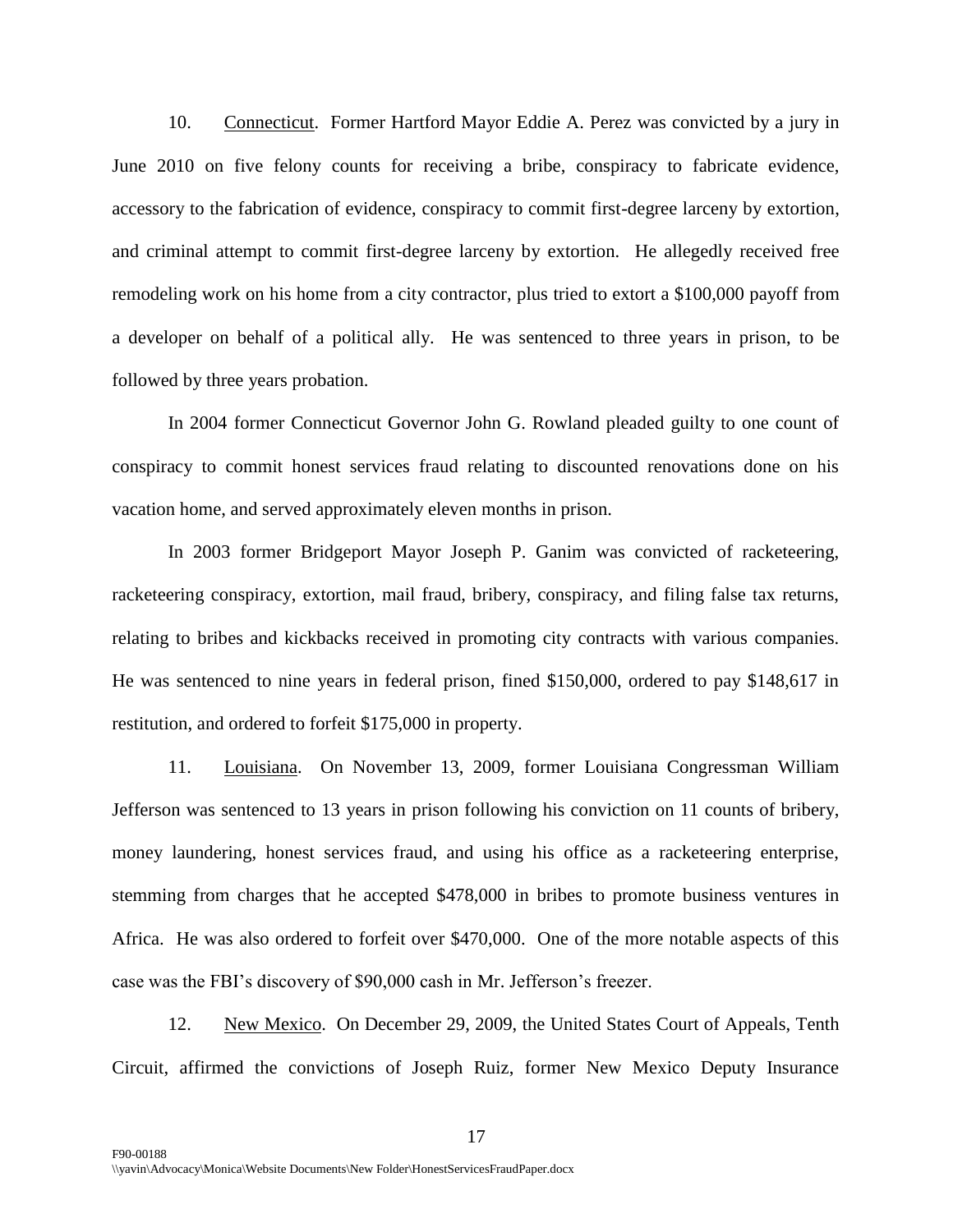10. <u>Connecticut</u>. Former Hartford Mayor Eddie A. Perez was convicted by a jury in June 2010 on five felony counts for receiving a bribe, conspiracy to fabricate evidence, accessory to the fabrication of evidence, conspiracy to commit first-degree larceny by extortion, and criminal attempt to commit first-degree larceny by extortion. He allegedly received free remodeling work on his home from a city contractor, plus tried to extort a $100,000 payoff from a developer on behalf of a political ally. He was sentenced to three years in prison, to be followed by three years probation.

In 2004 former Connecticut Governor John G. Rowland pleaded guilty to one count of conspiracy to commit honest services fraud relating to discounted renovations done on his vacation home, and served approximately eleven months in prison.

In 2003 former Bridgeport Mayor Joseph P. Ganim was convicted of racketeering, racketeering conspiracy, extortion, mail fraud, bribery, conspiracy, and filing false tax returns, relating to bribes and kickbacks received in promoting city contracts with various companies. He was sentenced to nine years in federal prison, fined $150,000, ordered to pay $148,617 in restitution, and ordered to forfeit $175,000 in property.

11. <u>Louisiana</u>. On November 13, 2009, former Louisiana Congressman William Jefferson was sentenced to 13 years in prison following his conviction on 11 counts of bribery, money laundering, honest services fraud, and using his office as a racketeering enterprise, stemming from charges that he accepted $478,000 in bribes to promote business ventures in Africa. He was also ordered to forfeit over $470,000. One of the more notable aspects of this case was the FBI's discovery of $90,000 cash in Mr. Jefferson's freezer.

12. <u>New Mexico</u>. On December 29, 2009, the United States Court of Appeals, Tenth Circuit, affirmed the convictions of Joseph Ruiz, former New Mexico Deputy Insurance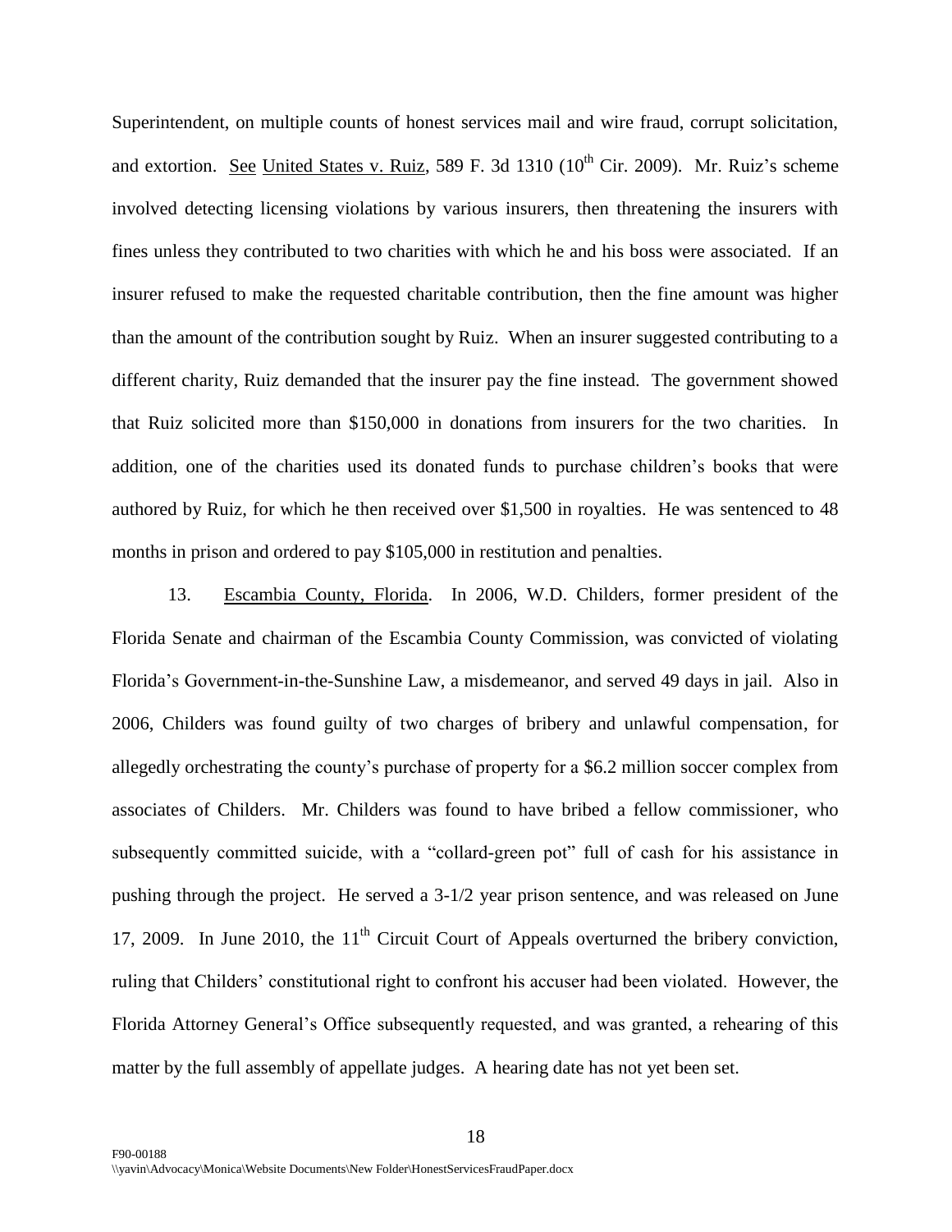Superintendent, on multiple counts of honest services mail and wire fraud, corrupt solicitation, and extortion. See United States v. Ruiz, 589 F. 3d 1310 (10th Cir. 2009). Mr. Ruiz's scheme involved detecting licensing violations by various insurers, then threatening the insurers with fines unless they contributed to two charities with which he and his boss were associated. If an insurer refused to make the requested charitable contribution, then the fine amount was higher than the amount of the contribution sought by Ruiz. When an insurer suggested contributing to a different charity, Ruiz demanded that the insurer pay the fine instead. The government showed that Ruiz solicited more than $150,000 in donations from insurers for the two charities. In addition, one of the charities used its donated funds to purchase children's books that were authored by Ruiz, for which he then received over $1,500 in royalties. He was sentenced to 48 months in prison and ordered to pay $105,000 in restitution and penalties.

13. Escambia County, Florida. In 2006, W.D. Childers, former president of the Florida Senate and chairman of the Escambia County Commission, was convicted of violating Florida's Government-in-the-Sunshine Law, a misdemeanor, and served 49 days in jail. Also in 2006, Childers was found guilty of two charges of bribery and unlawful compensation, for allegedly orchestrating the county's purchase of property for a $6.2 million soccer complex from associates of Childers. Mr. Childers was found to have bribed a fellow commissioner, who subsequently committed suicide, with a "collard-green pot" full of cash for his assistance in pushing through the project. He served a 3-1/2 year prison sentence, and was released on June 17, 2009. In June 2010, the 11th Circuit Court of Appeals overturned the bribery conviction, ruling that Childers' constitutional right to confront his accuser had been violated. However, the Florida Attorney General's Office subsequently requested, and was granted, a rehearing of this matter by the full assembly of appellate judges. A hearing date has not yet been set.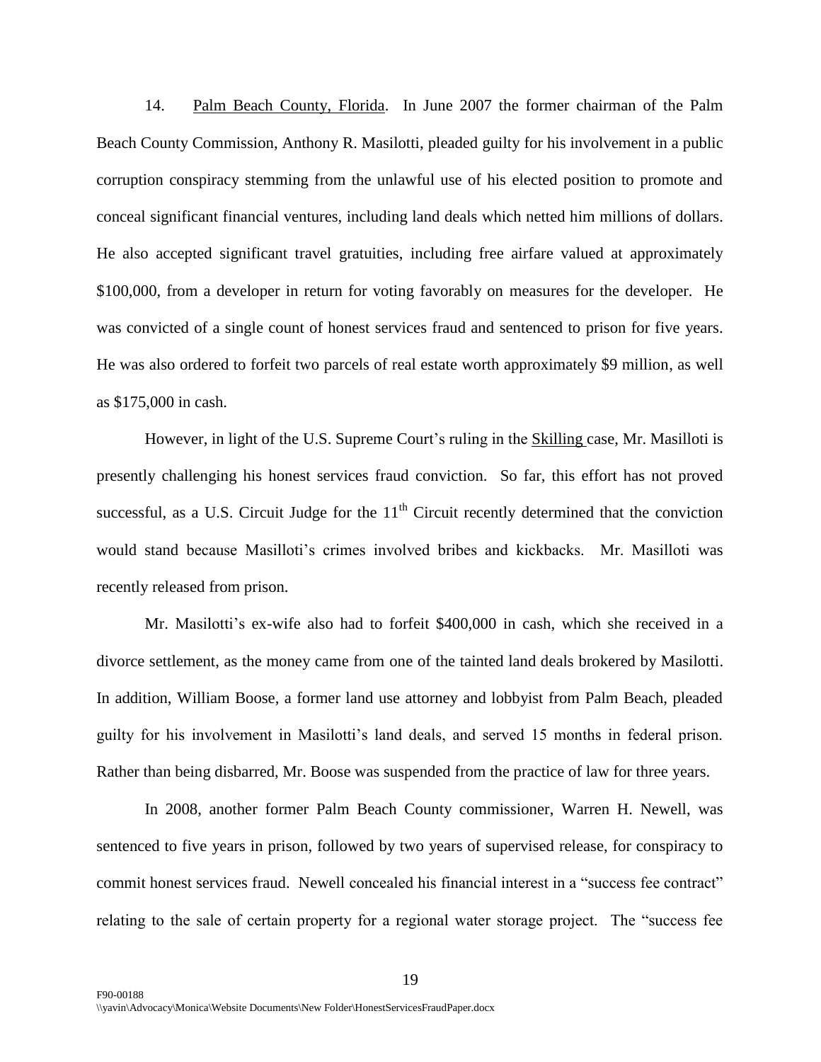14. Palm Beach County, Florida. In June 2007 the former chairman of the Palm Beach County Commission, Anthony R. Masilotti, pleaded guilty for his involvement in a public corruption conspiracy stemming from the unlawful use of his elected position to promote and conceal significant financial ventures, including land deals which netted him millions of dollars. He also accepted significant travel gratuities, including free airfare valued at approximately $100,000, from a developer in return for voting favorably on measures for the developer. He was convicted of a single count of honest services fraud and sentenced to prison for five years. He was also ordered to forfeit two parcels of real estate worth approximately $9 million, as well as $175,000 in cash.

However, in light of the U.S. Supreme Court's ruling in the Skilling case, Mr. Masilloti is presently challenging his honest services fraud conviction. So far, this effort has not proved successful, as a U.S. Circuit Judge for the 11th Circuit recently determined that the conviction would stand because Masilloti's crimes involved bribes and kickbacks. Mr. Masilloti was recently released from prison.

Mr. Masilotti's ex-wife also had to forfeit $400,000 in cash, which she received in a divorce settlement, as the money came from one of the tainted land deals brokered by Masilotti. In addition, William Boose, a former land use attorney and lobbyist from Palm Beach, pleaded guilty for his involvement in Masilotti's land deals, and served 15 months in federal prison. Rather than being disbarred, Mr. Boose was suspended from the practice of law for three years.

In 2008, another former Palm Beach County commissioner, Warren H. Newell, was sentenced to five years in prison, followed by two years of supervised release, for conspiracy to commit honest services fraud. Newell concealed his financial interest in a "success fee contract" relating to the sale of certain property for a regional water storage project. The "success fee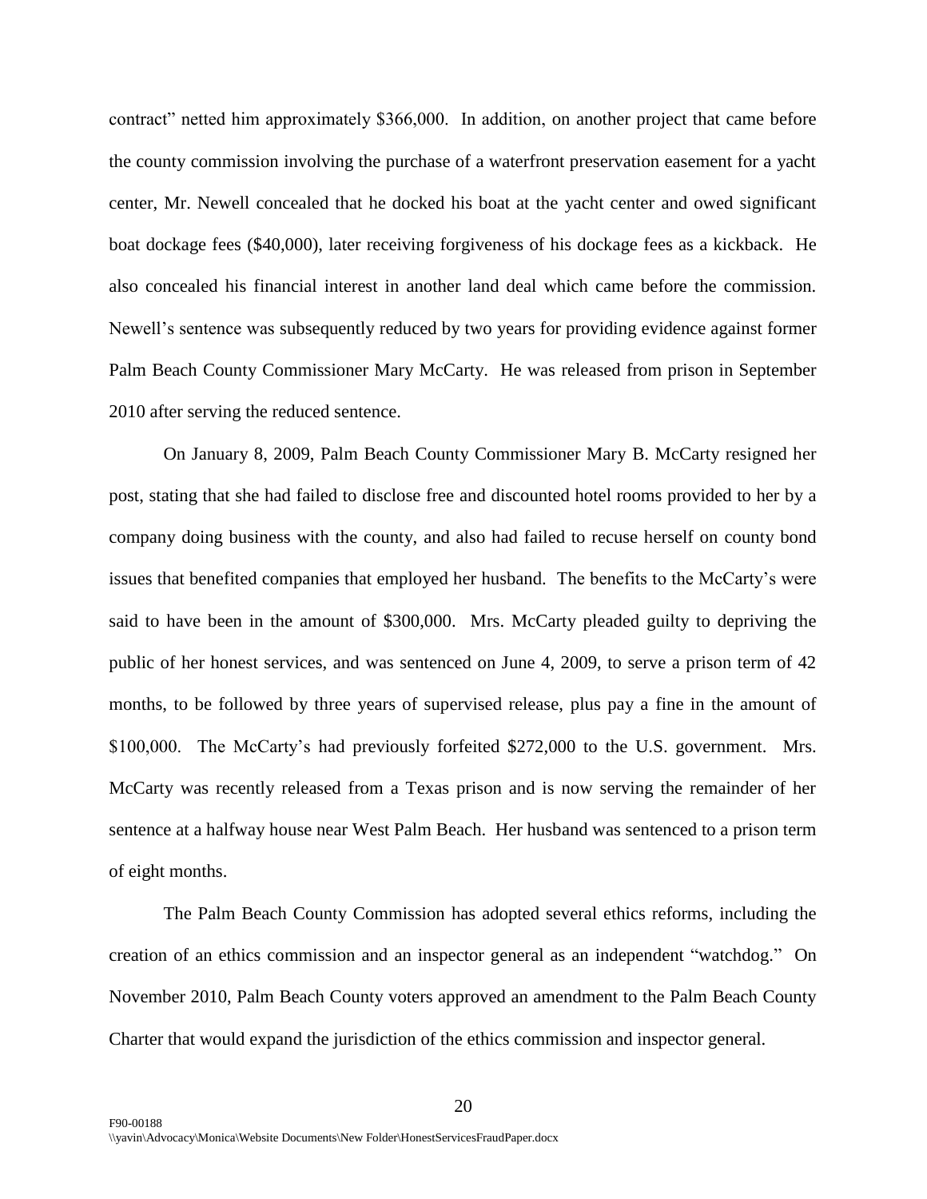contract" netted him approximately $366,000. In addition, on another project that came before the county commission involving the purchase of a waterfront preservation easement for a yacht center, Mr. Newell concealed that he docked his boat at the yacht center and owed significant boat dockage fees ($40,000), later receiving forgiveness of his dockage fees as a kickback. He also concealed his financial interest in another land deal which came before the commission. Newell's sentence was subsequently reduced by two years for providing evidence against former Palm Beach County Commissioner Mary McCarty. He was released from prison in September 2010 after serving the reduced sentence.

On January 8, 2009, Palm Beach County Commissioner Mary B. McCarty resigned her post, stating that she had failed to disclose free and discounted hotel rooms provided to her by a company doing business with the county, and also had failed to recuse herself on county bond issues that benefited companies that employed her husband. The benefits to the McCarty's were said to have been in the amount of $300,000. Mrs. McCarty pleaded guilty to depriving the public of her honest services, and was sentenced on June 4, 2009, to serve a prison term of 42 months, to be followed by three years of supervised release, plus pay a fine in the amount of $100,000. The McCarty's had previously forfeited $272,000 to the U.S. government. Mrs. McCarty was recently released from a Texas prison and is now serving the remainder of her sentence at a halfway house near West Palm Beach. Her husband was sentenced to a prison term of eight months.

The Palm Beach County Commission has adopted several ethics reforms, including the creation of an ethics commission and an inspector general as an independent "watchdog." On November 2010, Palm Beach County voters approved an amendment to the Palm Beach County Charter that would expand the jurisdiction of the ethics commission and inspector general.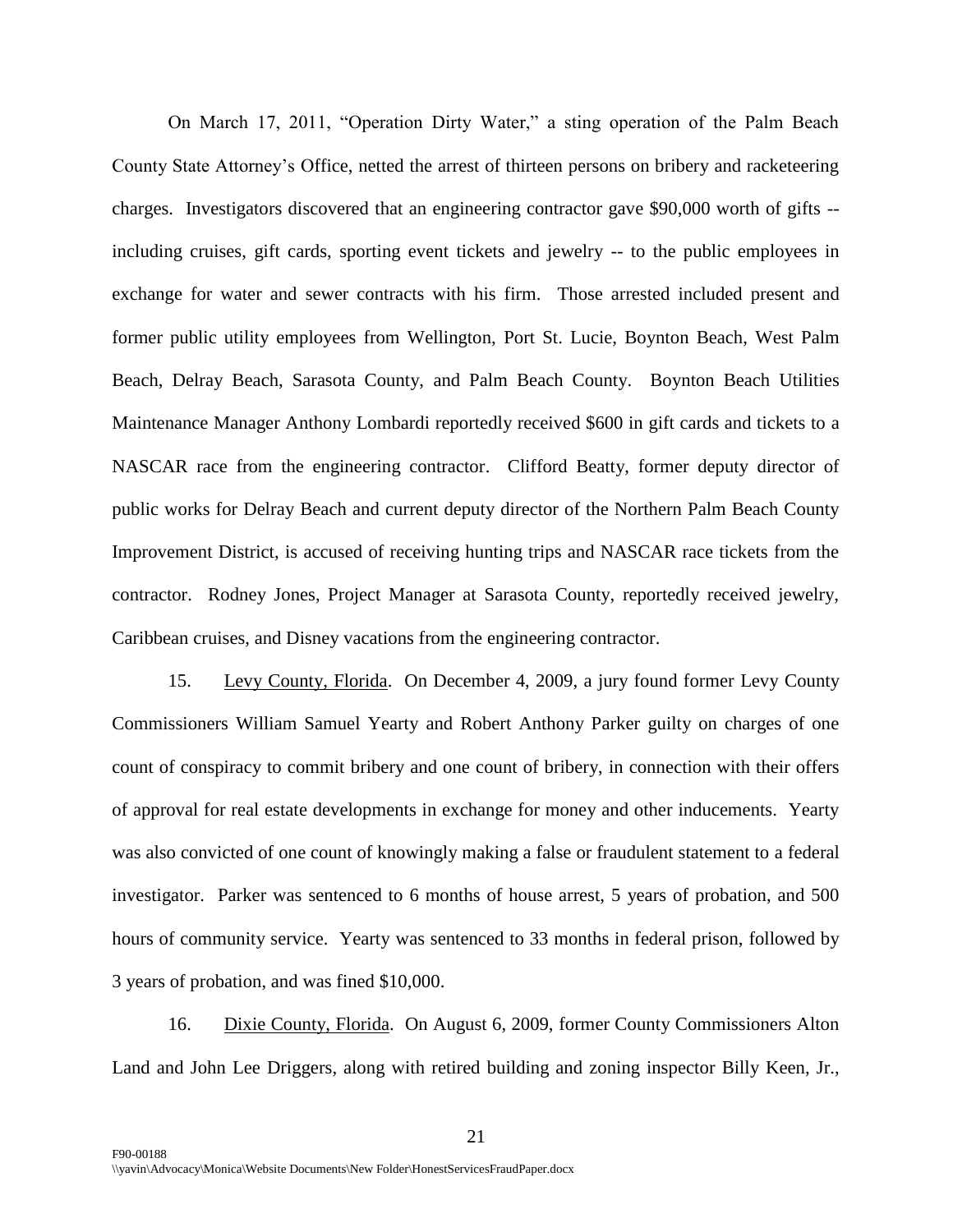On March 17, 2011, "Operation Dirty Water," a sting operation of the Palm Beach County State Attorney's Office, netted the arrest of thirteen persons on bribery and racketeering charges. Investigators discovered that an engineering contractor gave $90,000 worth of gifts -- including cruises, gift cards, sporting event tickets and jewelry -- to the public employees in exchange for water and sewer contracts with his firm. Those arrested included present and former public utility employees from Wellington, Port St. Lucie, Boynton Beach, West Palm Beach, Delray Beach, Sarasota County, and Palm Beach County. Boynton Beach Utilities Maintenance Manager Anthony Lombardi reportedly received $600 in gift cards and tickets to a NASCAR race from the engineering contractor. Clifford Beatty, former deputy director of public works for Delray Beach and current deputy director of the Northern Palm Beach County Improvement District, is accused of receiving hunting trips and NASCAR race tickets from the contractor. Rodney Jones, Project Manager at Sarasota County, reportedly received jewelry, Caribbean cruises, and Disney vacations from the engineering contractor.

15. Levy County, Florida. On December 4, 2009, a jury found former Levy County Commissioners William Samuel Yearty and Robert Anthony Parker guilty on charges of one count of conspiracy to commit bribery and one count of bribery, in connection with their offers of approval for real estate developments in exchange for money and other inducements. Yearty was also convicted of one count of knowingly making a false or fraudulent statement to a federal investigator. Parker was sentenced to 6 months of house arrest, 5 years of probation, and 500 hours of community service. Yearty was sentenced to 33 months in federal prison, followed by 3 years of probation, and was fined $10,000.

16. Dixie County, Florida. On August 6, 2009, former County Commissioners Alton Land and John Lee Driggers, along with retired building and zoning inspector Billy Keen, Jr.,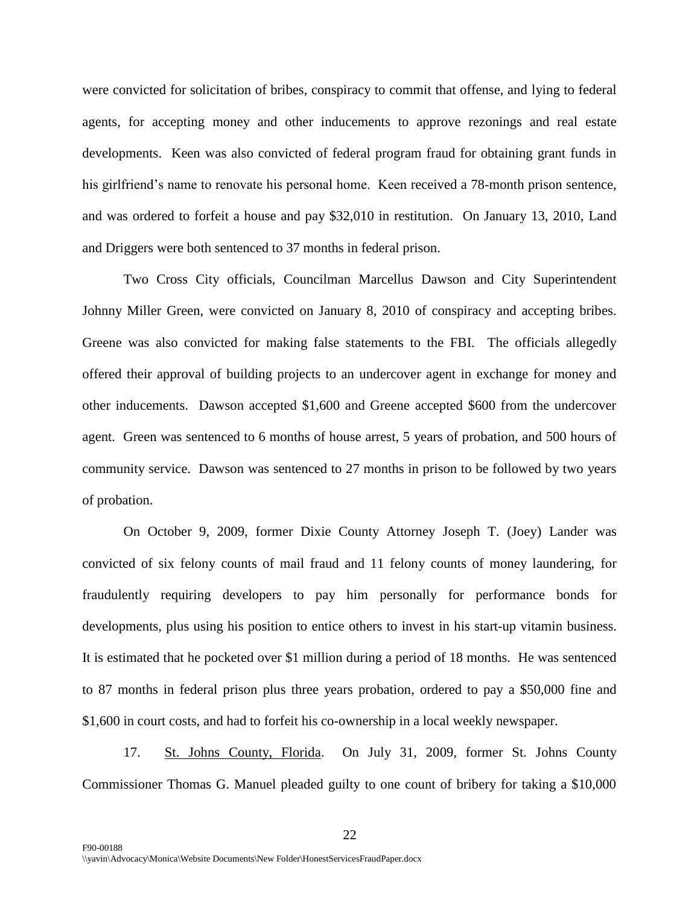were convicted for solicitation of bribes, conspiracy to commit that offense, and lying to federal agents, for accepting money and other inducements to approve rezonings and real estate developments. Keen was also convicted of federal program fraud for obtaining grant funds in his girlfriend's name to renovate his personal home. Keen received a 78-month prison sentence, and was ordered to forfeit a house and pay $32,010 in restitution. On January 13, 2010, Land and Driggers were both sentenced to 37 months in federal prison.

Two Cross City officials, Councilman Marcellus Dawson and City Superintendent Johnny Miller Green, were convicted on January 8, 2010 of conspiracy and accepting bribes. Greene was also convicted for making false statements to the FBI. The officials allegedly offered their approval of building projects to an undercover agent in exchange for money and other inducements. Dawson accepted $1,600 and Greene accepted $600 from the undercover agent. Green was sentenced to 6 months of house arrest, 5 years of probation, and 500 hours of community service. Dawson was sentenced to 27 months in prison to be followed by two years of probation.

On October 9, 2009, former Dixie County Attorney Joseph T. (Joey) Lander was convicted of six felony counts of mail fraud and 11 felony counts of money laundering, for fraudulently requiring developers to pay him personally for performance bonds for developments, plus using his position to entice others to invest in his start-up vitamin business. It is estimated that he pocketed over $1 million during a period of 18 months. He was sentenced to 87 months in federal prison plus three years probation, ordered to pay a $50,000 fine and $1,600 in court costs, and had to forfeit his co-ownership in a local weekly newspaper.

17. <u>St. Johns County, Florida</u>. On July 31, 2009, former St. Johns County Commissioner Thomas G. Manuel pleaded guilty to one count of bribery for taking a $10,000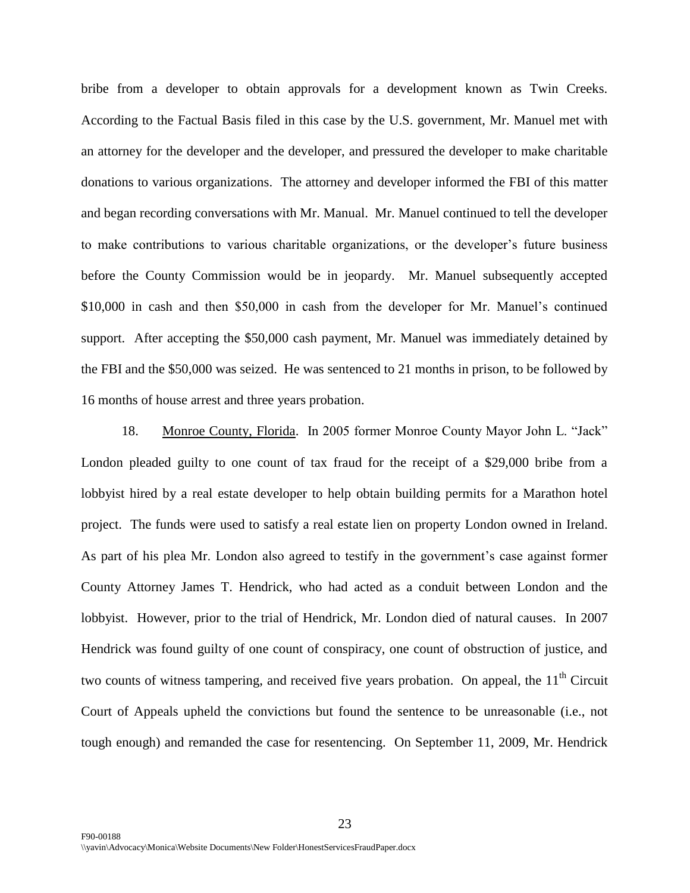bribe from a developer to obtain approvals for a development known as Twin Creeks. According to the Factual Basis filed in this case by the U.S. government, Mr. Manuel met with an attorney for the developer and the developer, and pressured the developer to make charitable donations to various organizations. The attorney and developer informed the FBI of this matter and began recording conversations with Mr. Manual. Mr. Manuel continued to tell the developer to make contributions to various charitable organizations, or the developer's future business before the County Commission would be in jeopardy. Mr. Manuel subsequently accepted \$10,000 in cash and then \$50,000 in cash from the developer for Mr. Manuel's continued support. After accepting the \$50,000 cash payment, Mr. Manuel was immediately detained by the FBI and the \$50,000 was seized. He was sentenced to 21 months in prison, to be followed by 16 months of house arrest and three years probation.

18. Monroe County, Florida. In 2005 former Monroe County Mayor John L. "Jack" London pleaded guilty to one count of tax fraud for the receipt of a \$29,000 bribe from a lobbyist hired by a real estate developer to help obtain building permits for a Marathon hotel project. The funds were used to satisfy a real estate lien on property London owned in Ireland. As part of his plea Mr. London also agreed to testify in the government's case against former County Attorney James T. Hendrick, who had acted as a conduit between London and the lobbyist. However, prior to the trial of Hendrick, Mr. London died of natural causes. In 2007 Hendrick was found guilty of one count of conspiracy, one count of obstruction of justice, and two counts of witness tampering, and received five years probation. On appeal, the 11th Circuit Court of Appeals upheld the convictions but found the sentence to be unreasonable (i.e., not tough enough) and remanded the case for resentencing. On September 11, 2009, Mr. Hendrick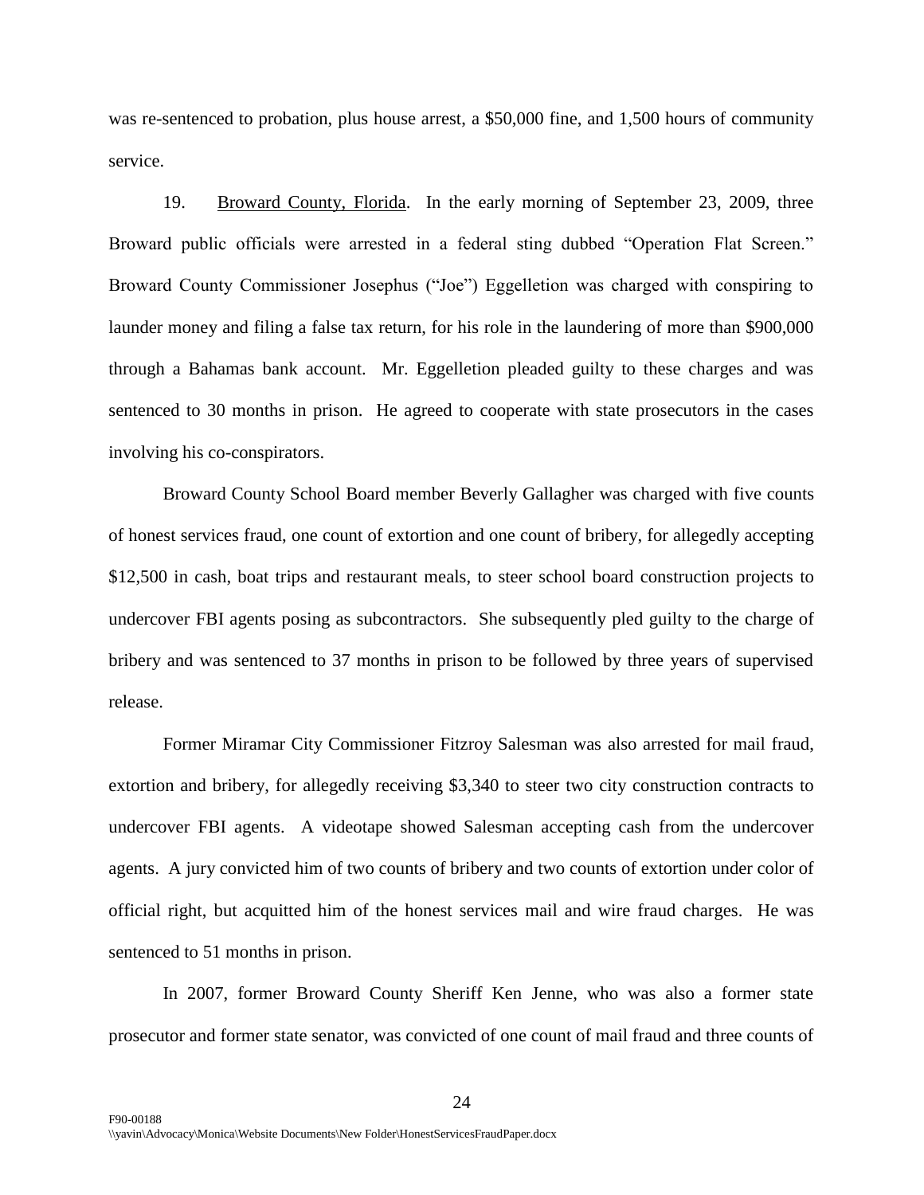was re-sentenced to probation, plus house arrest, a $50,000 fine, and 1,500 hours of community service.

19. Broward County, Florida. In the early morning of September 23, 2009, three Broward public officials were arrested in a federal sting dubbed "Operation Flat Screen." Broward County Commissioner Josephus ("Joe") Eggelletion was charged with conspiring to launder money and filing a false tax return, for his role in the laundering of more than $900,000 through a Bahamas bank account. Mr. Eggelletion pleaded guilty to these charges and was sentenced to 30 months in prison. He agreed to cooperate with state prosecutors in the cases involving his co-conspirators.

Broward County School Board member Beverly Gallagher was charged with five counts of honest services fraud, one count of extortion and one count of bribery, for allegedly accepting $12,500 in cash, boat trips and restaurant meals, to steer school board construction projects to undercover FBI agents posing as subcontractors. She subsequently pled guilty to the charge of bribery and was sentenced to 37 months in prison to be followed by three years of supervised release.

Former Miramar City Commissioner Fitzroy Salesman was also arrested for mail fraud, extortion and bribery, for allegedly receiving $3,340 to steer two city construction contracts to undercover FBI agents. A videotape showed Salesman accepting cash from the undercover agents. A jury convicted him of two counts of bribery and two counts of extortion under color of official right, but acquitted him of the honest services mail and wire fraud charges. He was sentenced to 51 months in prison.

In 2007, former Broward County Sheriff Ken Jenne, who was also a former state prosecutor and former state senator, was convicted of one count of mail fraud and three counts of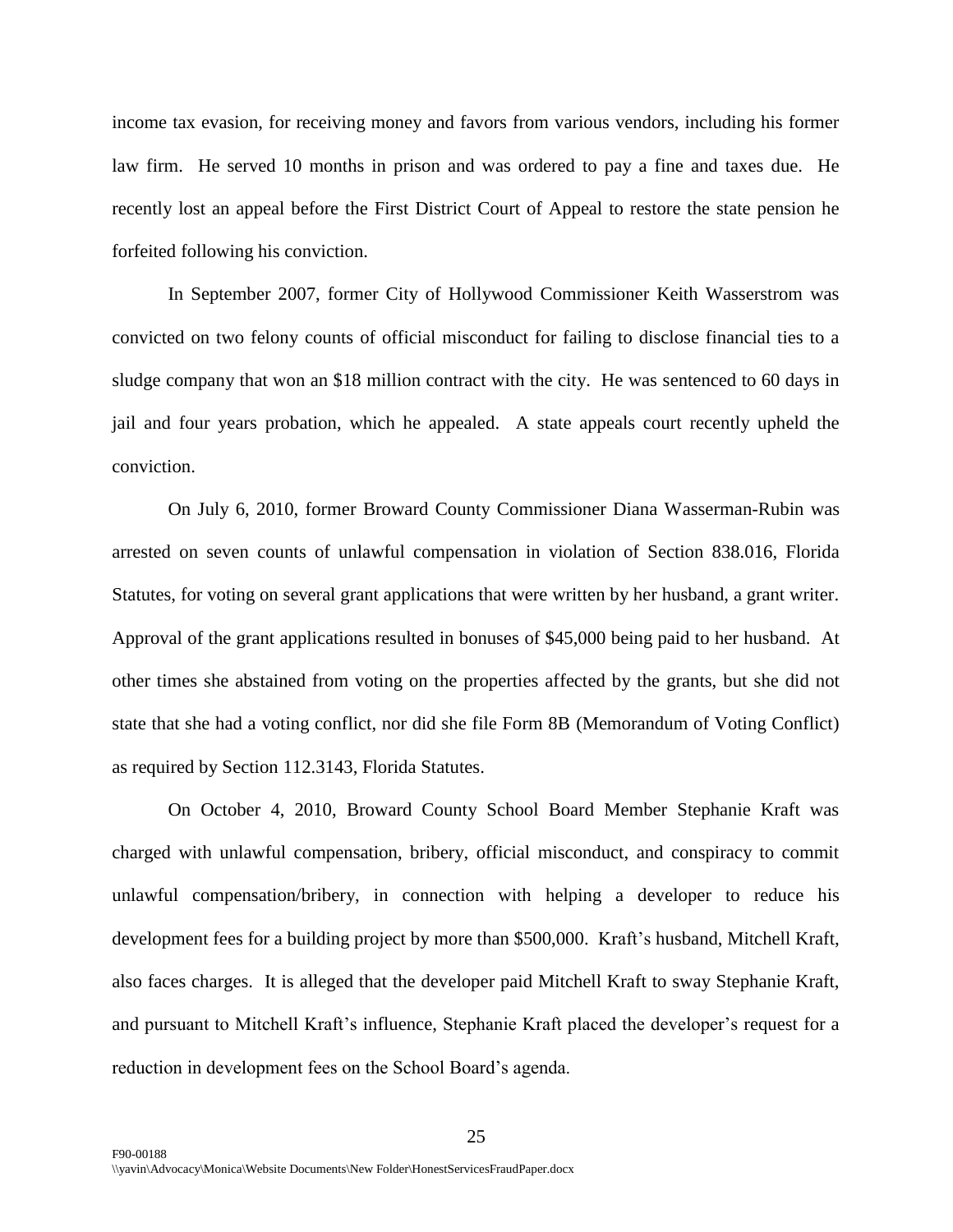income tax evasion, for receiving money and favors from various vendors, including his former law firm. He served 10 months in prison and was ordered to pay a fine and taxes due. He recently lost an appeal before the First District Court of Appeal to restore the state pension he forfeited following his conviction.

In September 2007, former City of Hollywood Commissioner Keith Wasserstrom was convicted on two felony counts of official misconduct for failing to disclose financial ties to a sludge company that won an $18 million contract with the city. He was sentenced to 60 days in jail and four years probation, which he appealed. A state appeals court recently upheld the conviction.

On July 6, 2010, former Broward County Commissioner Diana Wasserman-Rubin was arrested on seven counts of unlawful compensation in violation of Section 838.016, Florida Statutes, for voting on several grant applications that were written by her husband, a grant writer. Approval of the grant applications resulted in bonuses of $45,000 being paid to her husband. At other times she abstained from voting on the properties affected by the grants, but she did not state that she had a voting conflict, nor did she file Form 8B (Memorandum of Voting Conflict) as required by Section 112.3143, Florida Statutes.

On October 4, 2010, Broward County School Board Member Stephanie Kraft was charged with unlawful compensation, bribery, official misconduct, and conspiracy to commit unlawful compensation/bribery, in connection with helping a developer to reduce his development fees for a building project by more than $500,000. Kraft's husband, Mitchell Kraft, also faces charges. It is alleged that the developer paid Mitchell Kraft to sway Stephanie Kraft, and pursuant to Mitchell Kraft's influence, Stephanie Kraft placed the developer's request for a reduction in development fees on the School Board's agenda.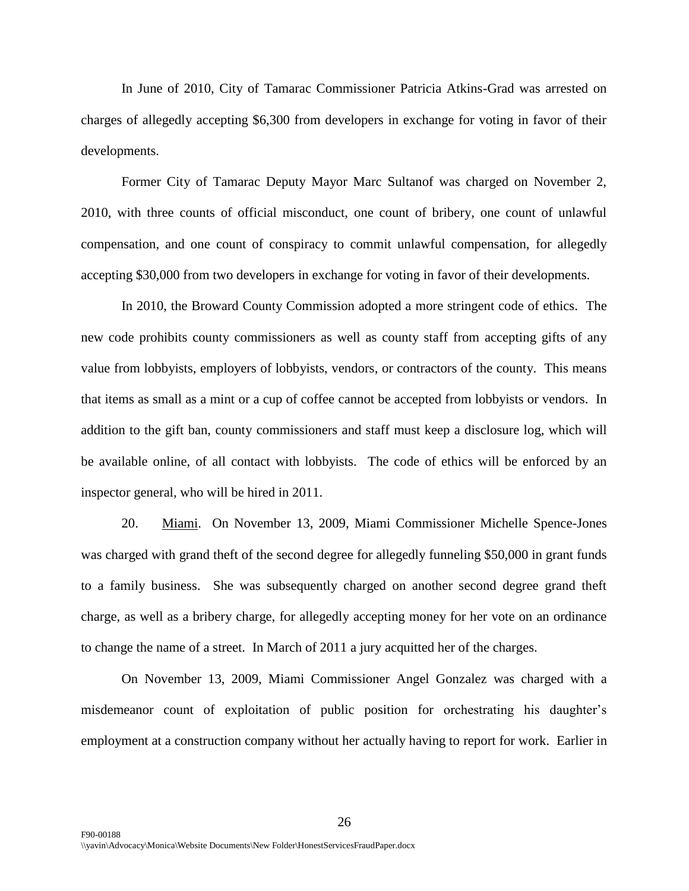In June of 2010, City of Tamarac Commissioner Patricia Atkins-Grad was arrested on charges of allegedly accepting $6,300 from developers in exchange for voting in favor of their developments.

Former City of Tamarac Deputy Mayor Marc Sultanof was charged on November 2, 2010, with three counts of official misconduct, one count of bribery, one count of unlawful compensation, and one count of conspiracy to commit unlawful compensation, for allegedly accepting $30,000 from two developers in exchange for voting in favor of their developments.

In 2010, the Broward County Commission adopted a more stringent code of ethics. The new code prohibits county commissioners as well as county staff from accepting gifts of any value from lobbyists, employers of lobbyists, vendors, or contractors of the county. This means that items as small as a mint or a cup of coffee cannot be accepted from lobbyists or vendors. In addition to the gift ban, county commissioners and staff must keep a disclosure log, which will be available online, of all contact with lobbyists. The code of ethics will be enforced by an inspector general, who will be hired in 2011.

20. Miami. On November 13, 2009, Miami Commissioner Michelle Spence-Jones was charged with grand theft of the second degree for allegedly funneling $50,000 in grant funds to a family business. She was subsequently charged on another second degree grand theft charge, as well as a bribery charge, for allegedly accepting money for her vote on an ordinance to change the name of a street. In March of 2011 a jury acquitted her of the charges.

On November 13, 2009, Miami Commissioner Angel Gonzalez was charged with a misdemeanor count of exploitation of public position for orchestrating his daughter's employment at a construction company without her actually having to report for work. Earlier in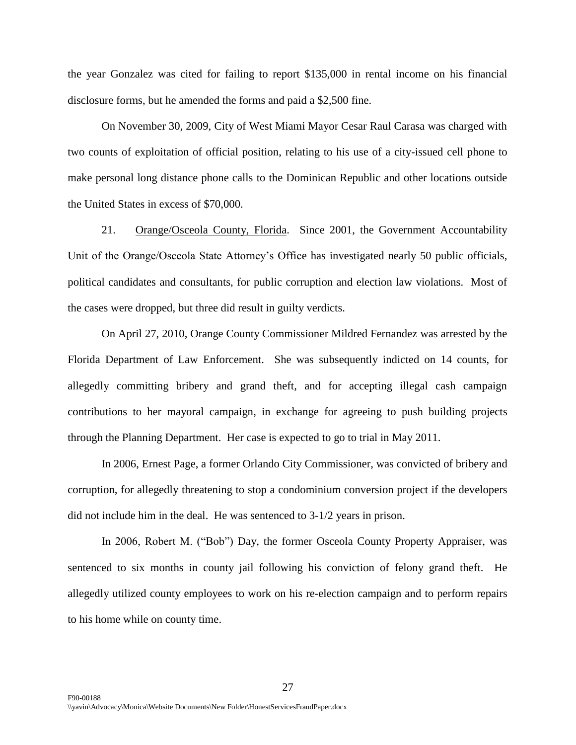the year Gonzalez was cited for failing to report $135,000 in rental income on his financial disclosure forms, but he amended the forms and paid a $2,500 fine.

On November 30, 2009, City of West Miami Mayor Cesar Raul Carasa was charged with two counts of exploitation of official position, relating to his use of a city-issued cell phone to make personal long distance phone calls to the Dominican Republic and other locations outside the United States in excess of $70,000.

21. Orange/Osceola County, Florida. Since 2001, the Government Accountability Unit of the Orange/Osceola State Attorney's Office has investigated nearly 50 public officials, political candidates and consultants, for public corruption and election law violations. Most of the cases were dropped, but three did result in guilty verdicts.

On April 27, 2010, Orange County Commissioner Mildred Fernandez was arrested by the Florida Department of Law Enforcement. She was subsequently indicted on 14 counts, for allegedly committing bribery and grand theft, and for accepting illegal cash campaign contributions to her mayoral campaign, in exchange for agreeing to push building projects through the Planning Department. Her case is expected to go to trial in May 2011.

In 2006, Ernest Page, a former Orlando City Commissioner, was convicted of bribery and corruption, for allegedly threatening to stop a condominium conversion project if the developers did not include him in the deal. He was sentenced to 3-1/2 years in prison.

In 2006, Robert M. ("Bob") Day, the former Osceola County Property Appraiser, was sentenced to six months in county jail following his conviction of felony grand theft. He allegedly utilized county employees to work on his re-election campaign and to perform repairs to his home while on county time.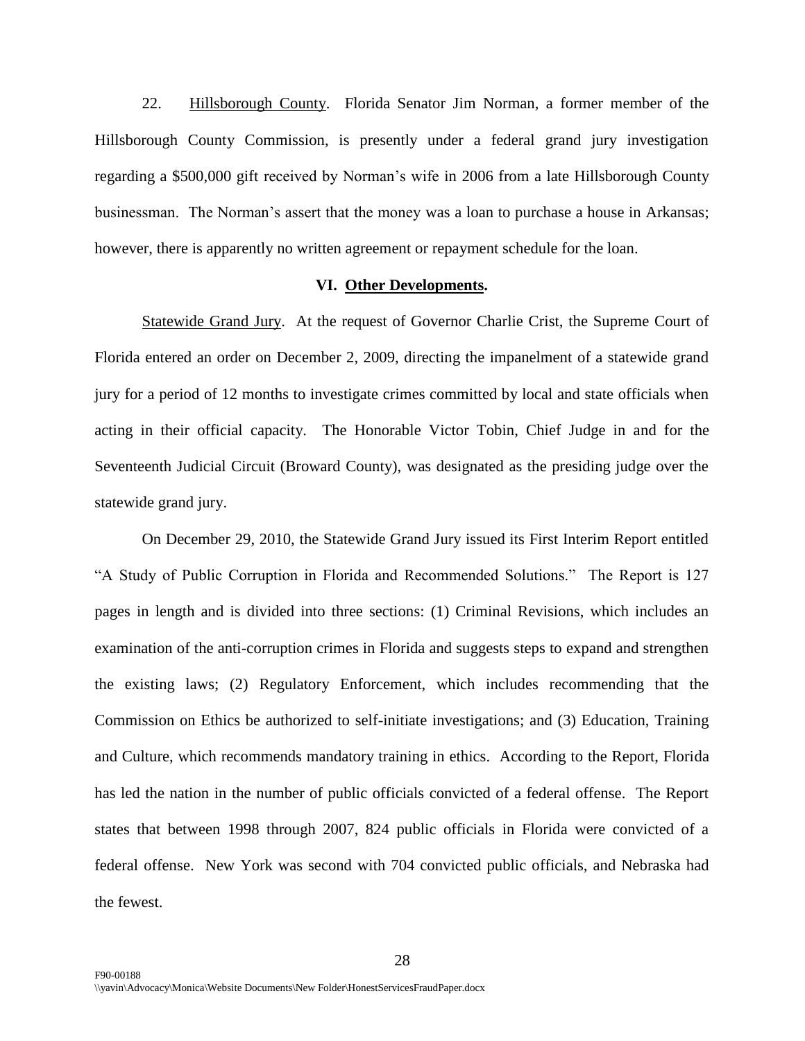22. Hillsborough County. Florida Senator Jim Norman, a former member of the Hillsborough County Commission, is presently under a federal grand jury investigation regarding a $500,000 gift received by Norman's wife in 2006 from a late Hillsborough County businessman. The Norman's assert that the money was a loan to purchase a house in Arkansas; however, there is apparently no written agreement or repayment schedule for the loan.

## VI. **Other Developments.**

Statewide Grand Jury. At the request of Governor Charlie Crist, the Supreme Court of Florida entered an order on December 2, 2009, directing the impanelment of a statewide grand jury for a period of 12 months to investigate crimes committed by local and state officials when acting in their official capacity. The Honorable Victor Tobin, Chief Judge in and for the Seventeenth Judicial Circuit (Broward County), was designated as the presiding judge over the statewide grand jury.

On December 29, 2010, the Statewide Grand Jury issued its First Interim Report entitled "A Study of Public Corruption in Florida and Recommended Solutions." The Report is 127 pages in length and is divided into three sections: (1) Criminal Revisions, which includes an examination of the anti-corruption crimes in Florida and suggests steps to expand and strengthen the existing laws; (2) Regulatory Enforcement, which includes recommending that the Commission on Ethics be authorized to self-initiate investigations; and (3) Education, Training and Culture, which recommends mandatory training in ethics. According to the Report, Florida has led the nation in the number of public officials convicted of a federal offense. The Report states that between 1998 through 2007, 824 public officials in Florida were convicted of a federal offense. New York was second with 704 convicted public officials, and Nebraska had the fewest.

F90-00188
\\yavin\Advocacy\Monica\Website Documents\New Folder\HonestServicesFraudPaper.docx